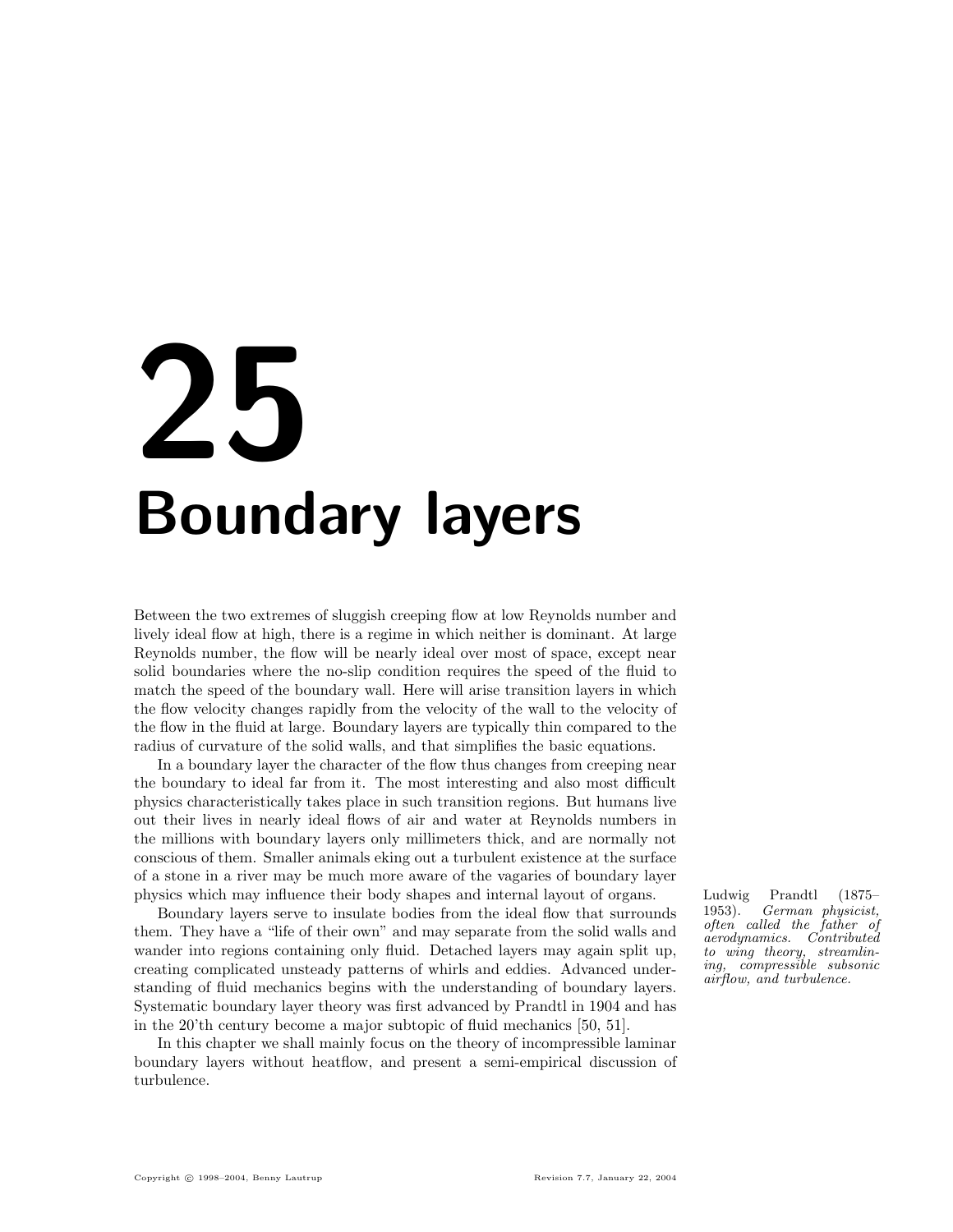# 25 Boundary layers

Between the two extremes of sluggish creeping flow at low Reynolds number and lively ideal flow at high, there is a regime in which neither is dominant. At large Reynolds number, the flow will be nearly ideal over most of space, except near solid boundaries where the no-slip condition requires the speed of the fluid to match the speed of the boundary wall. Here will arise transition layers in which the flow velocity changes rapidly from the velocity of the wall to the velocity of the flow in the fluid at large. Boundary layers are typically thin compared to the radius of curvature of the solid walls, and that simplifies the basic equations.

In a boundary layer the character of the flow thus changes from creeping near the boundary to ideal far from it. The most interesting and also most difficult physics characteristically takes place in such transition regions. But humans live out their lives in nearly ideal flows of air and water at Reynolds numbers in the millions with boundary layers only millimeters thick, and are normally not conscious of them. Smaller animals eking out a turbulent existence at the surface of a stone in a river may be much more aware of the vagaries of boundary layer physics which may influence their body shapes and internal layout of organs.

Ludwig Prandtl (1875–1953). *German physicist, often called the father of aerodynamics. Contributed to wing theory, streamlining, compressible subsonic airflow, and turbulence.*

Boundary layers serve to insulate bodies from the ideal flow that surrounds them. They have a "life of their own" and may separate from the solid walls and wander into regions containing only fluid. Detached layers may again split up, creating complicated unsteady patterns of whirls and eddies. Advanced understanding of fluid mechanics begins with the understanding of boundary layers. Systematic boundary layer theory was first advanced by Prandtl in 1904 and has in the 20'th century become a major subtopic of fluid mechanics [50, 51].

In this chapter we shall mainly focus on the theory of incompressible laminar boundary layers without heatflow, and present a semi-empirical discussion of turbulence.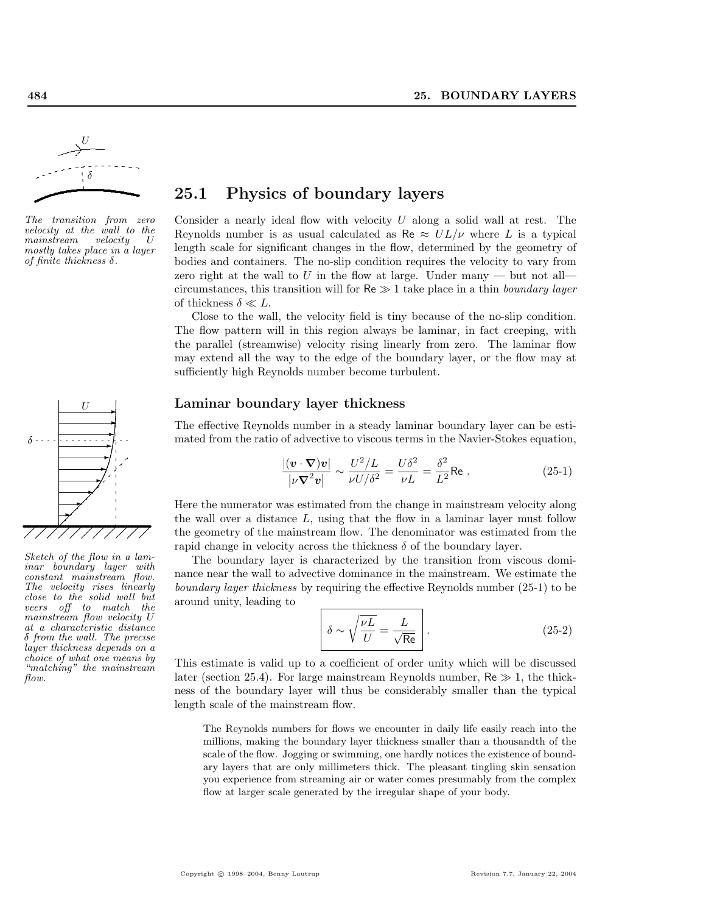## 25.1 Physics of boundary layers

*The transition from zero velocity at the wall to the mainstream velocity $U$ mostly takes place in a layer of finite thickness $\delta$.*

Consider a nearly ideal flow with velocity $U$ along a solid wall at rest. The Reynolds number is as usual calculated as $\mathsf{Re} \approx UL/\nu$ where $L$ is a typical length scale for significant changes in the flow, determined by the geometry of bodies and containers. The no-slip condition requires the velocity to vary from zero right at the wall to $U$ in the flow at large. Under many — but not all— circumstances, this transition will for $\mathsf{Re} \gg 1$ take place in a thin *boundary layer* of thickness $\delta \ll L$.

Close to the wall, the velocity field is tiny because of the no-slip condition. The flow pattern will in this region always be laminar, in fact creeping, with the parallel (streamwise) velocity rising linearly from zero. The laminar flow may extend all the way to the edge of the boundary layer, or the flow may at sufficiently high Reynolds number become turbulent.

### Laminar boundary layer thickness

*Sketch of the flow in a laminar boundary layer with constant mainstream flow. The velocity rises linearly close to the solid wall but veers off to match the mainstream flow velocity $U$ at a characteristic distance $\delta$ from the wall. The precise layer thickness depends on a choice of what one means by "matching" the mainstream flow.*

The effective Reynolds number in a steady laminar boundary layer can be estimated from the ratio of advective to viscous terms in the Navier-Stokes equation,

$$\frac{|(\boldsymbol{v}\cdot\boldsymbol{\nabla})\boldsymbol{v}|}{|\nu\boldsymbol{\nabla}^2\boldsymbol{v}|} \sim \frac{U^2/L}{\nu U/\delta^2} = \frac{U\delta^2}{\nu L} = \frac{\delta^2}{L^2}\mathsf{Re}\ . \tag{25-1}$$

Here the numerator was estimated from the change in mainstream velocity along the wall over a distance $L$, using that the flow in a laminar layer must follow the geometry of the mainstream flow. The denominator was estimated from the rapid change in velocity across the thickness $\delta$ of the boundary layer.

The boundary layer is characterized by the transition from viscous dominance near the wall to advective dominance in the mainstream. We estimate the *boundary layer thickness* by requiring the effective Reynolds number (25-1) to be around unity, leading to

$$\boxed{\delta \sim \sqrt{\frac{\nu L}{U}} = \frac{L}{\sqrt{\mathsf{Re}}}}\ . \tag{25-2}$$

This estimate is valid up to a coefficient of order unity which will be discussed later (section 25.4). For large mainstream Reynolds number, $\mathsf{Re} \gg 1$, the thickness of the boundary layer will thus be considerably smaller than the typical length scale of the mainstream flow.

> The Reynolds numbers for flows we encounter in daily life easily reach into the millions, making the boundary layer thickness smaller than a thousandth of the scale of the flow. Jogging or swimming, one hardly notices the existence of boundary layers that are only millimeters thick. The pleasant tingling skin sensation you experience from streaming air or water comes presumably from the complex flow at larger scale generated by the irregular shape of your body.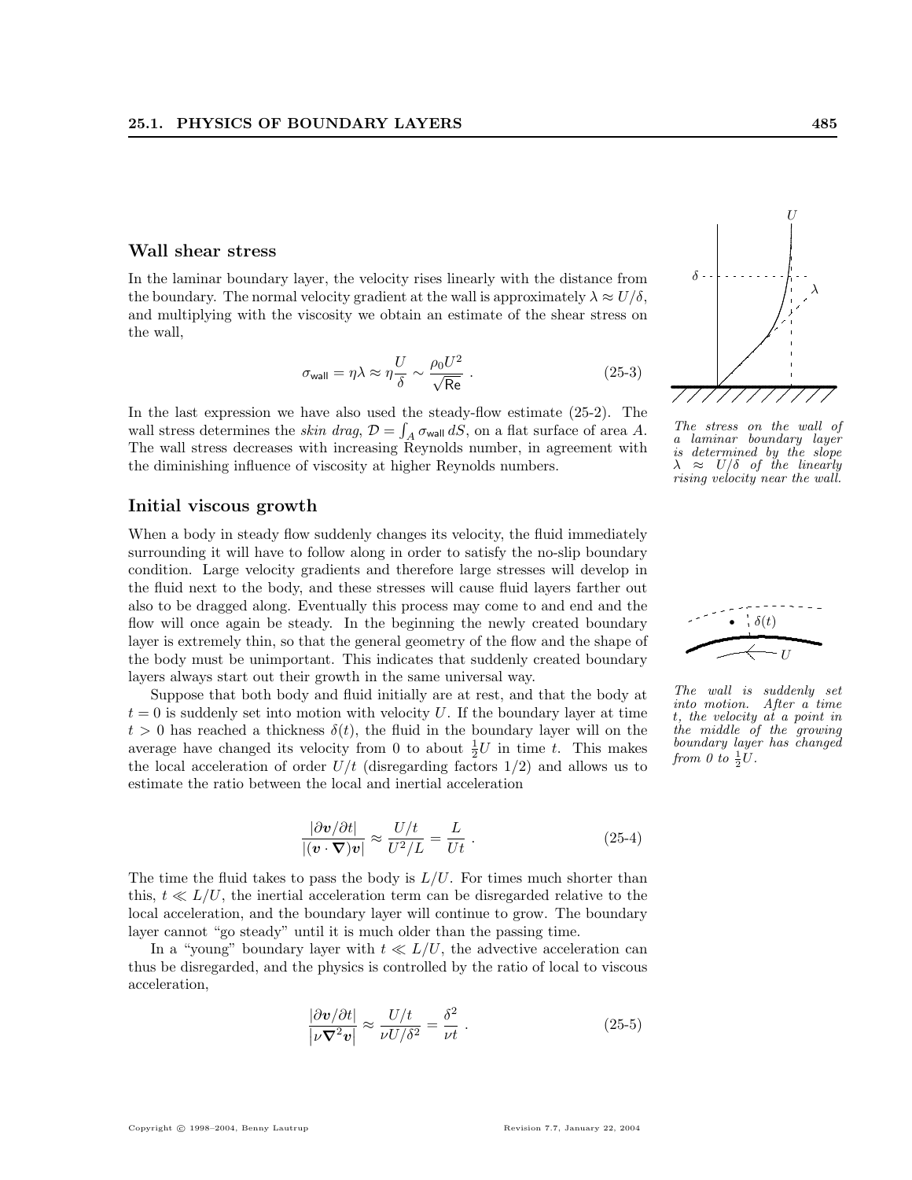### Wall shear stress

In the laminar boundary layer, the velocity rises linearly with the distance from the boundary. The normal velocity gradient at the wall is approximately $\lambda \approx U/\delta$, and multiplying with the viscosity we obtain an estimate of the shear stress on the wall,

$$\sigma_{\mathsf{wall}} = \eta\lambda \approx \eta\frac{U}{\delta} \sim \frac{\rho_0 U^2}{\sqrt{\mathsf{Re}}} \; . \tag{25-3}$$

In the last expression we have also used the steady-flow estimate (25-2). The wall stress determines the *skin drag*, $\mathcal{D} = \int_A \sigma_{\mathsf{wall}}\, dS$, on a flat surface of area $A$. The wall stress decreases with increasing Reynolds number, in agreement with the diminishing influence of viscosity at higher Reynolds numbers.

*The stress on the wall of a laminar boundary layer is determined by the slope $\lambda \approx U/\delta$ of the linearly rising velocity near the wall.*

### Initial viscous growth

When a body in steady flow suddenly changes its velocity, the fluid immediately surrounding it will have to follow along in order to satisfy the no-slip boundary condition. Large velocity gradients and therefore large stresses will develop in the fluid next to the body, and these stresses will cause fluid layers farther out also to be dragged along. Eventually this process may come to and end and the flow will once again be steady. In the beginning the newly created boundary layer is extremely thin, so that the general geometry of the flow and the shape of the body must be unimportant. This indicates that suddenly created boundary layers always start out their growth in the same universal way.

Suppose that both body and fluid initially are at rest, and that the body at $t = 0$ is suddenly set into motion with velocity $U$. If the boundary layer at time $t > 0$ has reached a thickness $\delta(t)$, the fluid in the boundary layer will on the average have changed its velocity from 0 to about $\frac{1}{2}U$ in time $t$. This makes the local acceleration of order $U/t$ (disregarding factors 1/2) and allows us to estimate the ratio between the local and inertial acceleration

*The wall is suddenly set into motion. After a time $t$, the velocity at a point in the middle of the growing boundary layer has changed from 0 to $\frac{1}{2}U$.*

$$\frac{|\partial \boldsymbol{v}/\partial t|}{|(\boldsymbol{v}\cdot\boldsymbol{\nabla})\boldsymbol{v}|} \approx \frac{U/t}{U^2/L} = \frac{L}{Ut} \; . \tag{25-4}$$

The time the fluid takes to pass the body is $L/U$. For times much shorter than this, $t \ll L/U$, the inertial acceleration term can be disregarded relative to the local acceleration, and the boundary layer will continue to grow. The boundary layer cannot "go steady" until it is much older than the passing time.

In a "young" boundary layer with $t \ll L/U$, the advective acceleration can thus be disregarded, and the physics is controlled by the ratio of local to viscous acceleration,

$$\frac{|\partial \boldsymbol{v}/\partial t|}{|\nu\boldsymbol{\nabla}^2\boldsymbol{v}|} \approx \frac{U/t}{\nu U/\delta^2} = \frac{\delta^2}{\nu t} \; . \tag{25-5}$$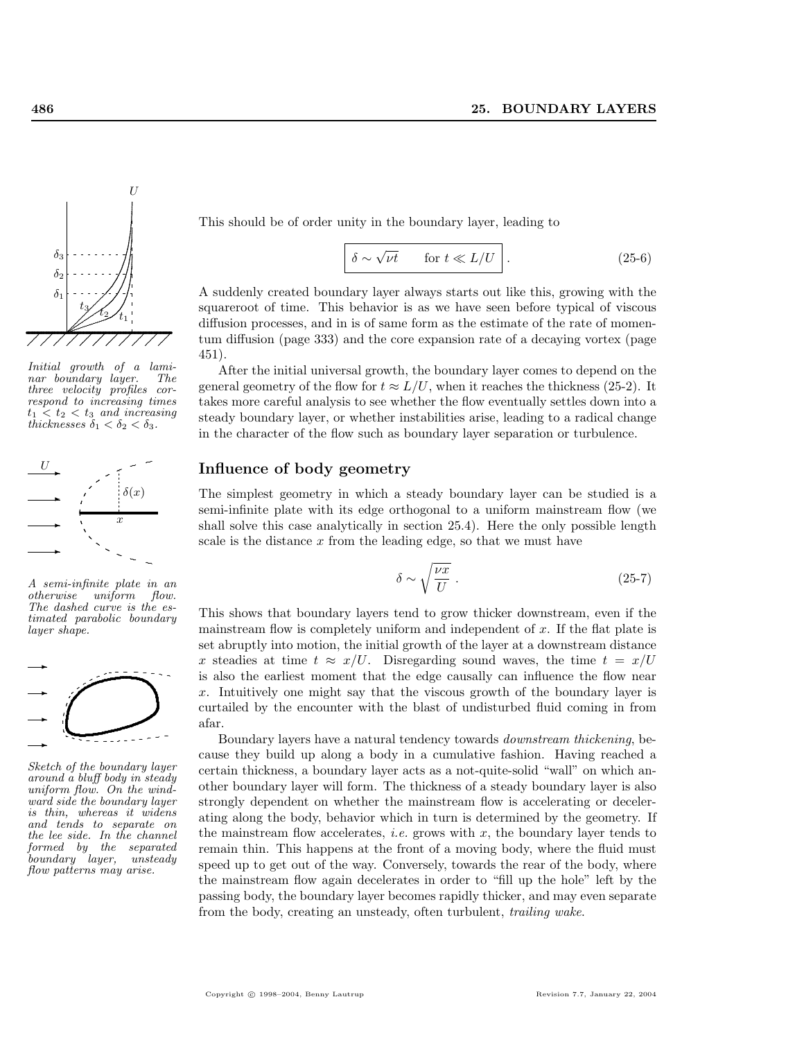This should be of order unity in the boundary layer, leading to

$$\boxed{\delta \sim \sqrt{\nu t} \qquad \text{for } t \ll L/U} \ . \tag{25-6}$$

A suddenly created boundary layer always starts out like this, growing with the squareroot of time. This behavior is as we have seen before typical of viscous diffusion processes, and in is of same form as the estimate of the rate of momentum diffusion (page 333) and the core expansion rate of a decaying vortex (page 451).

After the initial universal growth, the boundary layer comes to depend on the general geometry of the flow for $t \approx L/U$, when it reaches the thickness (25-2). It takes more careful analysis to see whether the flow eventually settles down into a steady boundary layer, or whether instabilities arise, leading to a radical change in the character of the flow such as boundary layer separation or turbulence.

*Initial growth of a laminar boundary layer. The three velocity profiles correspond to increasing times $t_1 < t_2 < t_3$ and increasing thicknesses $\delta_1 < \delta_2 < \delta_3$.*

## Influence of body geometry

The simplest geometry in which a steady boundary layer can be studied is a semi-infinite plate with its edge orthogonal to a uniform mainstream flow (we shall solve this case analytically in section 25.4). Here the only possible length scale is the distance $x$ from the leading edge, so that we must have

$$\delta \sim \sqrt{\frac{\nu x}{U}} \ . \tag{25-7}$$

This shows that boundary layers tend to grow thicker downstream, even if the mainstream flow is completely uniform and independent of $x$. If the flat plate is set abruptly into motion, the initial growth of the layer at a downstream distance $x$ steadies at time $t \approx x/U$. Disregarding sound waves, the time $t = x/U$ is also the earliest moment that the edge causally can influence the flow near $x$. Intuitively one might say that the viscous growth of the boundary layer is curtailed by the encounter with the blast of undisturbed fluid coming in from afar.

*A semi-infinite plate in an otherwise uniform flow. The dashed curve is the estimated parabolic boundary layer shape.*

Boundary layers have a natural tendency towards *downstream thickening*, because they build up along a body in a cumulative fashion. Having reached a certain thickness, a boundary layer acts as a not-quite-solid "wall" on which another boundary layer will form. The thickness of a steady boundary layer is also strongly dependent on whether the mainstream flow is accelerating or decelerating along the body, behavior which in turn is determined by the geometry. If the mainstream flow accelerates, *i.e.* grows with $x$, the boundary layer tends to remain thin. This happens at the front of a moving body, where the fluid must speed up to get out of the way. Conversely, towards the rear of the body, where the mainstream flow again decelerates in order to "fill up the hole" left by the passing body, the boundary layer becomes rapidly thicker, and may even separate from the body, creating an unsteady, often turbulent, *trailing wake*.

*Sketch of the boundary layer around a bluff body in steady uniform flow. On the windward side the boundary layer is thin, whereas it widens and tends to separate on the lee side. In the channel formed by the separated boundary layer, unsteady flow patterns may arise.*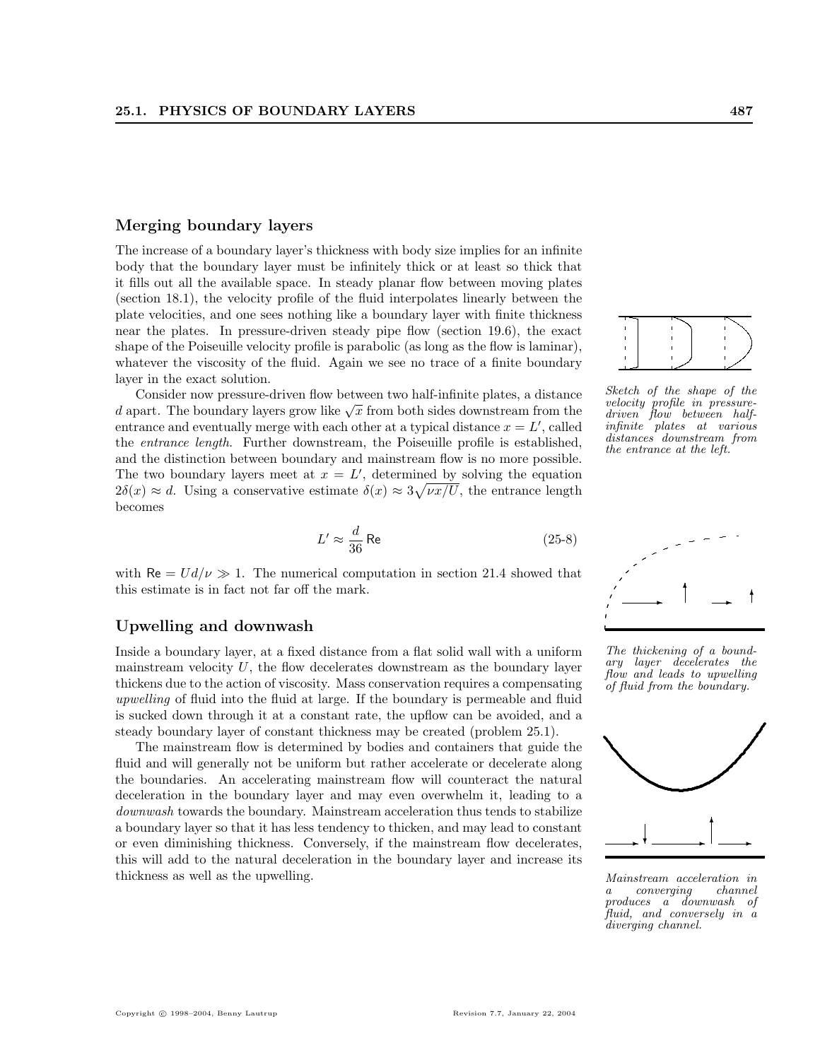## Merging boundary layers

The increase of a boundary layer's thickness with body size implies for an infinite body that the boundary layer must be infinitely thick or at least so thick that it fills out all the available space. In steady planar flow between moving plates (section 18.1), the velocity profile of the fluid interpolates linearly between the plate velocities, and one sees nothing like a boundary layer with finite thickness near the plates. In pressure-driven steady pipe flow (section 19.6), the exact shape of the Poiseuille velocity profile is parabolic (as long as the flow is laminar), whatever the viscosity of the fluid. Again we see no trace of a finite boundary layer in the exact solution.

Consider now pressure-driven flow between two half-infinite plates, a distance $d$ apart. The boundary layers grow like $\sqrt{x}$ from both sides downstream from the entrance and eventually merge with each other at a typical distance $x = L'$, called the *entrance length*. Further downstream, the Poiseuille profile is established, and the distinction between boundary and mainstream flow is no more possible. The two boundary layers meet at $x = L'$, determined by solving the equation $2\delta(x) \approx d$. Using a conservative estimate $\delta(x) \approx 3\sqrt{\nu x/U}$, the entrance length becomes

$$L' \approx \frac{d}{36}\,\mathsf{Re} \tag{25-8}$$

with $\mathsf{Re} = Ud/\nu \gg 1$. The numerical computation in section 21.4 showed that this estimate is in fact not far off the mark.

*Sketch of the shape of the velocity profile in pressure-driven flow between half-infinite plates at various distances downstream from the entrance at the left.*

## Upwelling and downwash

Inside a boundary layer, at a fixed distance from a flat solid wall with a uniform mainstream velocity $U$, the flow decelerates downstream as the boundary layer thickens due to the action of viscosity. Mass conservation requires a compensating *upwelling* of fluid into the fluid at large. If the boundary is permeable and fluid is sucked down through it at a constant rate, the upflow can be avoided, and a steady boundary layer of constant thickness may be created (problem 25.1).

*The thickening of a boundary layer decelerates the flow and leads to upwelling of fluid from the boundary.*

The mainstream flow is determined by bodies and containers that guide the fluid and will generally not be uniform but rather accelerate or decelerate along the boundaries. An accelerating mainstream flow will counteract the natural deceleration in the boundary layer and may even overwhelm it, leading to a *downwash* towards the boundary. Mainstream acceleration thus tends to stabilize a boundary layer so that it has less tendency to thicken, and may lead to constant or even diminishing thickness. Conversely, if the mainstream flow decelerates, this will add to the natural deceleration in the boundary layer and increase its thickness as well as the upwelling.

*Mainstream acceleration in a converging channel produces a downwash of fluid, and conversely in a diverging channel.*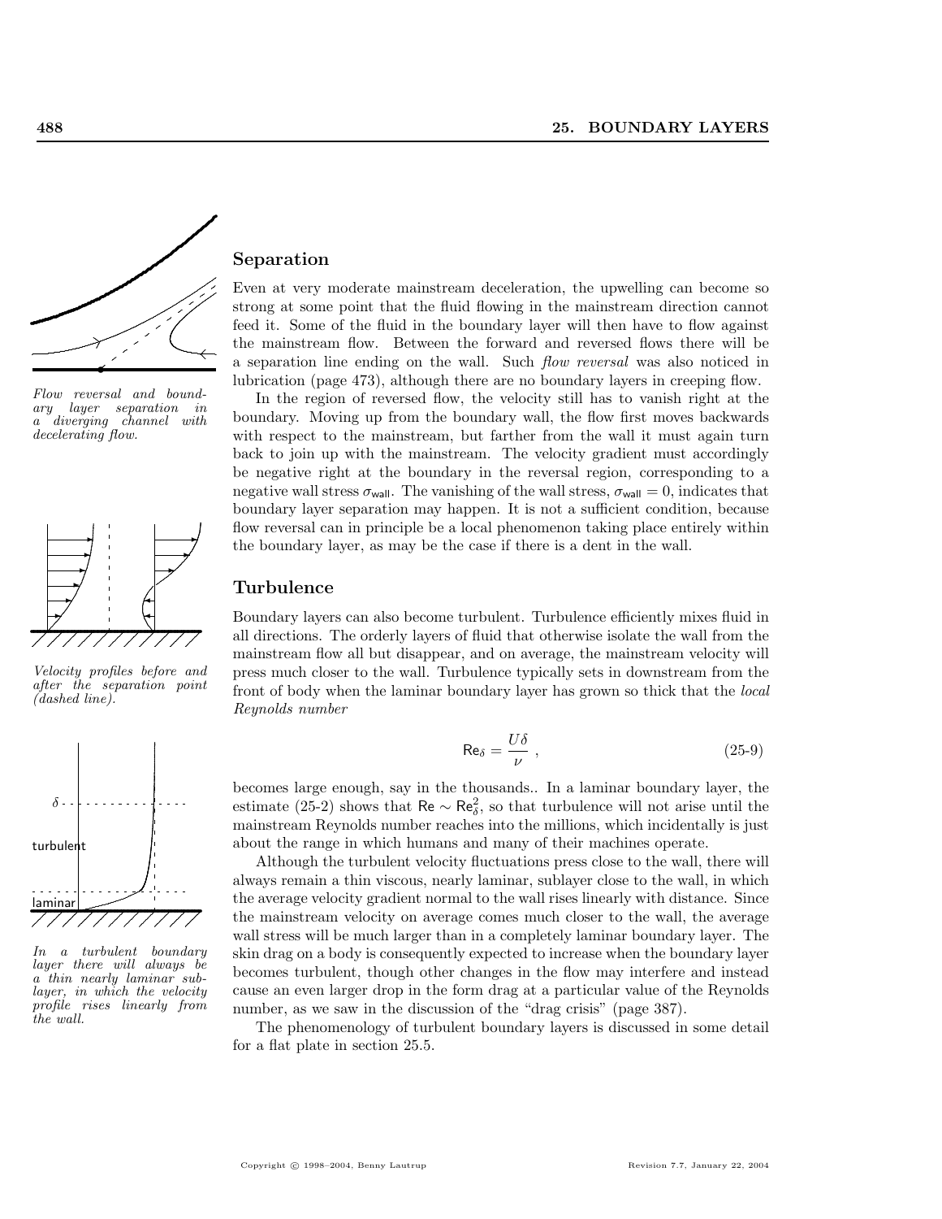*Flow reversal and boundary layer separation in a diverging channel with decelerating flow.*

## Separation

Even at very moderate mainstream deceleration, the upwelling can become so strong at some point that the fluid flowing in the mainstream direction cannot feed it. Some of the fluid in the boundary layer will then have to flow against the mainstream flow. Between the forward and reversed flows there will be a separation line ending on the wall. Such *flow reversal* was also noticed in lubrication (page 473), although there are no boundary layers in creeping flow.

In the region of reversed flow, the velocity still has to vanish right at the boundary. Moving up from the boundary wall, the flow first moves backwards with respect to the mainstream, but farther from the wall it must again turn back to join up with the mainstream. The velocity gradient must accordingly be negative right at the boundary in the reversal region, corresponding to a negative wall stress $\sigma_{\text{wall}}$. The vanishing of the wall stress, $\sigma_{\text{wall}} = 0$, indicates that boundary layer separation may happen. It is not a sufficient condition, because flow reversal can in principle be a local phenomenon taking place entirely within the boundary layer, as may be the case if there is a dent in the wall.

*Velocity profiles before and after the separation point (dashed line).*

## Turbulence

Boundary layers can also become turbulent. Turbulence efficiently mixes fluid in all directions. The orderly layers of fluid that otherwise isolate the wall from the mainstream flow all but disappear, and on average, the mainstream velocity will press much closer to the wall. Turbulence typically sets in downstream from the front of body when the laminar boundary layer has grown so thick that the *local Reynolds number*

$$\text{Re}_\delta = \frac{U\delta}{\nu} \ , \tag{25-9}$$

becomes large enough, say in the thousands.. In a laminar boundary layer, the estimate (25-2) shows that $\text{Re} \sim \text{Re}_\delta^2$, so that turbulence will not arise until the mainstream Reynolds number reaches into the millions, which incidentally is just about the range in which humans and many of their machines operate.

*In a turbulent boundary layer there will always be a thin nearly laminar sublayer, in which the velocity profile rises linearly from the wall.*

Although the turbulent velocity fluctuations press close to the wall, there will always remain a thin viscous, nearly laminar, sublayer close to the wall, in which the average velocity gradient normal to the wall rises linearly with distance. Since the mainstream velocity on average comes much closer to the wall, the average wall stress will be much larger than in a completely laminar boundary layer. The skin drag on a body is consequently expected to increase when the boundary layer becomes turbulent, though other changes in the flow may interfere and instead cause an even larger drop in the form drag at a particular value of the Reynolds number, as we saw in the discussion of the "drag crisis" (page 387).

The phenomenology of turbulent boundary layers is discussed in some detail for a flat plate in section 25.5.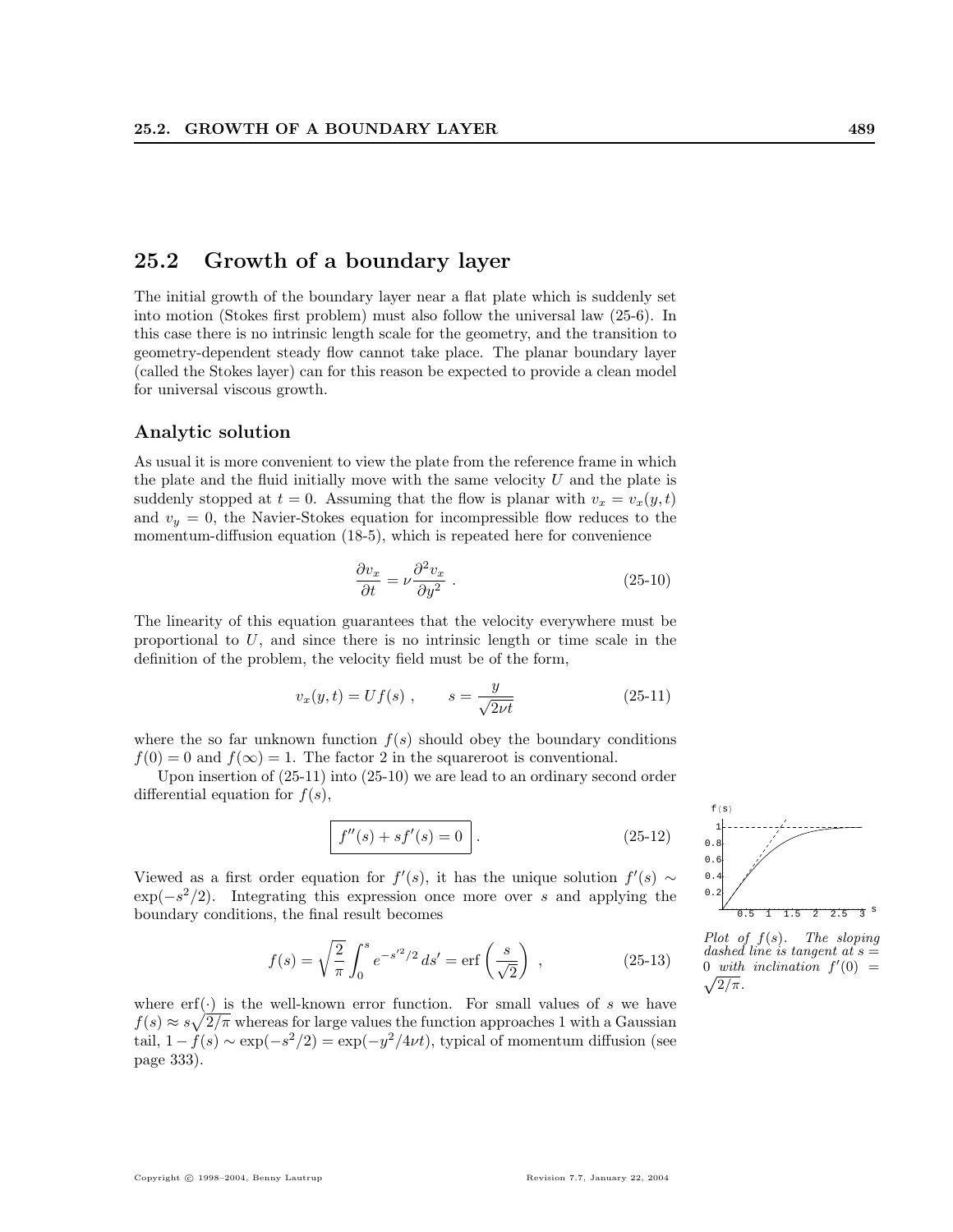## 25.2 Growth of a boundary layer

The initial growth of the boundary layer near a flat plate which is suddenly set into motion (Stokes first problem) must also follow the universal law (25-6). In this case there is no intrinsic length scale for the geometry, and the transition to geometry-dependent steady flow cannot take place. The planar boundary layer (called the Stokes layer) can for this reason be expected to provide a clean model for universal viscous growth.

### Analytic solution

As usual it is more convenient to view the plate from the reference frame in which the plate and the fluid initially move with the same velocity $U$ and the plate is suddenly stopped at $t = 0$. Assuming that the flow is planar with $v_x = v_x(y, t)$ and $v_y = 0$, the Navier-Stokes equation for incompressible flow reduces to the momentum-diffusion equation (18-5), which is repeated here for convenience

$$\frac{\partial v_x}{\partial t} = \nu \frac{\partial^2 v_x}{\partial y^2} \ . \tag{25-10}$$

The linearity of this equation guarantees that the velocity everywhere must be proportional to $U$, and since there is no intrinsic length or time scale in the definition of the problem, the velocity field must be of the form,

$$v_x(y, t) = U f(s) \ , \qquad s = \frac{y}{\sqrt{2\nu t}} \tag{25-11}$$

where the so far unknown function $f(s)$ should obey the boundary conditions $f(0) = 0$ and $f(\infty) = 1$. The factor 2 in the squareroot is conventional.

Upon insertion of (25-11) into (25-10) we are lead to an ordinary second order differential equation for $f(s)$,

$$\boxed{f''(s) + s f'(s) = 0} \ . \tag{25-12}$$

Viewed as a first order equation for $f'(s)$, it has the unique solution $f'(s) \sim \exp(-s^2/2)$. Integrating this expression once more over $s$ and applying the boundary conditions, the final result becomes

$$f(s) = \sqrt{\frac{2}{\pi}} \int_0^s e^{-s'^2/2} \, ds' = \text{erf}\left(\frac{s}{\sqrt{2}}\right) \ , \tag{25-13}$$

where erf$(\cdot)$ is the well-known error function. For small values of $s$ we have $f(s) \approx s\sqrt{2/\pi}$ whereas for large values the function approaches 1 with a Gaussian tail, $1 - f(s) \sim \exp(-s^2/2) = \exp(-y^2/4\nu t)$, typical of momentum diffusion (see page 333).

*Plot of $f(s)$. The sloping dashed line is tangent at $s = 0$ with inclination $f'(0) = \sqrt{2/\pi}$.*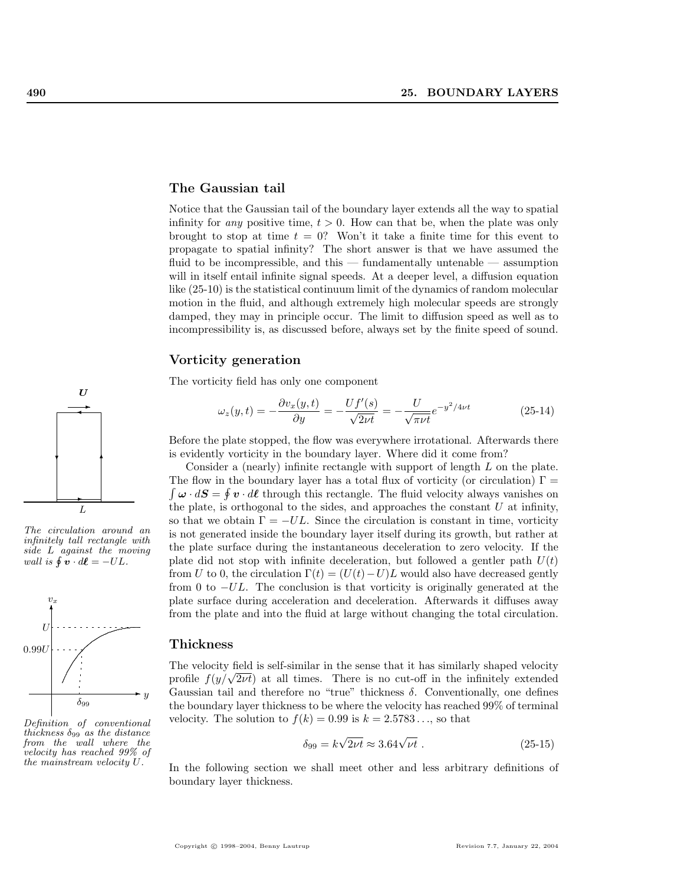## The Gaussian tail

Notice that the Gaussian tail of the boundary layer extends all the way to spatial infinity for *any* positive time, $t > 0$. How can that be, when the plate was only brought to stop at time $t = 0$? Won't it take a finite time for this event to propagate to spatial infinity? The short answer is that we have assumed the fluid to be incompressible, and this — fundamentally untenable — assumption will in itself entail infinite signal speeds. At a deeper level, a diffusion equation like (25-10) is the statistical continuum limit of the dynamics of random molecular motion in the fluid, and although extremely high molecular speeds are strongly damped, they may in principle occur. The limit to diffusion speed as well as to incompressibility is, as discussed before, always set by the finite speed of sound.

## Vorticity generation

The vorticity field has only one component

$$\omega_z(y,t) = -\frac{\partial v_x(y,t)}{\partial y} = -\frac{Uf'(s)}{\sqrt{2\nu t}} = -\frac{U}{\sqrt{\pi\nu t}}e^{-y^2/4\nu t} \tag{25-14}$$

Before the plate stopped, the flow was everywhere irrotational. Afterwards there is evidently vorticity in the boundary layer. Where did it come from?

*The circulation around an infinitely tall rectangle with side $L$ against the moving wall is $\oint \boldsymbol{v} \cdot d\boldsymbol{\ell} = -UL$.*

Consider a (nearly) infinite rectangle with support of length $L$ on the plate. The flow in the boundary layer has a total flux of vorticity (or circulation) $\Gamma = \int \boldsymbol{\omega} \cdot d\boldsymbol{S} = \oint \boldsymbol{v} \cdot d\boldsymbol{\ell}$ through this rectangle. The fluid velocity always vanishes on the plate, is orthogonal to the sides, and approaches the constant $U$ at infinity, so that we obtain $\Gamma = -UL$. Since the circulation is constant in time, vorticity is not generated inside the boundary layer itself during its growth, but rather at the plate surface during the instantaneous deceleration to zero velocity. If the plate did not stop with infinite deceleration, but followed a gentler path $U(t)$ from $U$ to 0, the circulation $\Gamma(t) = (U(t) - U)L$ would also have decreased gently from 0 to $-UL$. The conclusion is that vorticity is originally generated at the plate surface during acceleration and deceleration. Afterwards it diffuses away from the plate and into the fluid at large without changing the total circulation.

## Thickness

*Definition of conventional thickness $\delta_{99}$ as the distance from the wall where the velocity has reached 99% of the mainstream velocity $U$.*

The velocity field is self-similar in the sense that it has similarly shaped velocity profile $f(y/\sqrt{2\nu t})$ at all times. There is no cut-off in the infinitely extended Gaussian tail and therefore no "true" thickness $\delta$. Conventionally, one defines the boundary layer thickness to be where the velocity has reached 99% of terminal velocity. The solution to $f(k) = 0.99$ is $k = 2.5783\ldots$, so that

$$\delta_{99} = k\sqrt{2\nu t} \approx 3.64\sqrt{\nu t}\ . \tag{25-15}$$

In the following section we shall meet other and less arbitrary definitions of boundary layer thickness.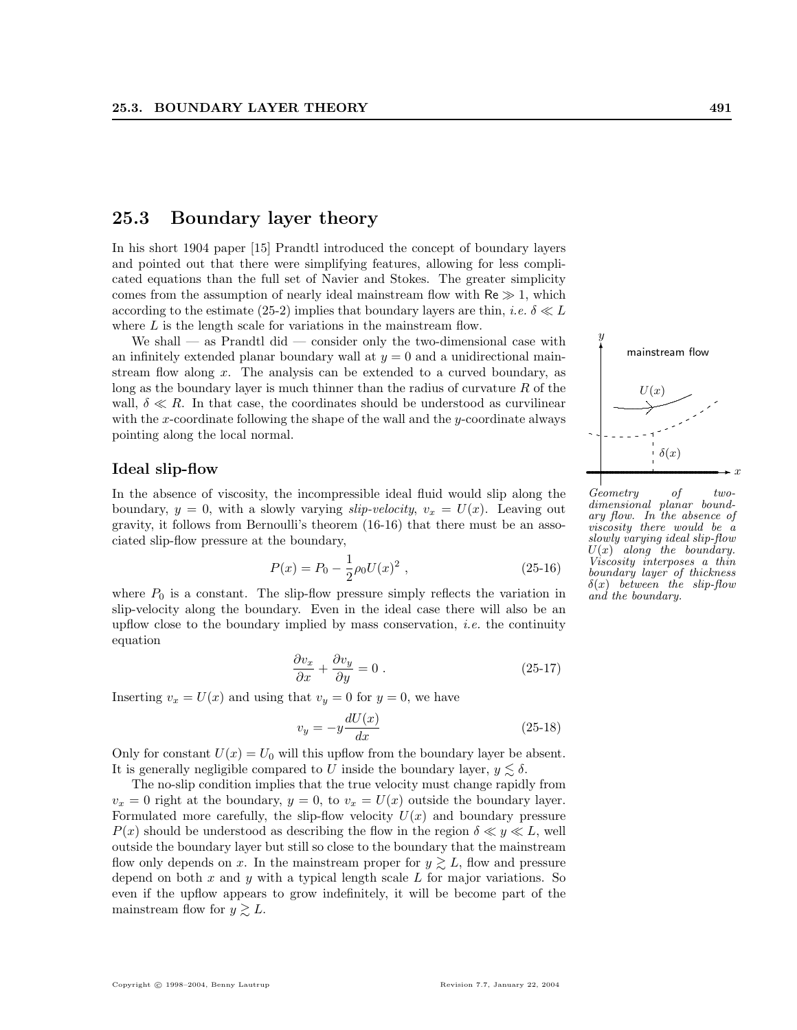## 25.3 Boundary layer theory

In his short 1904 paper [15] Prandtl introduced the concept of boundary layers and pointed out that there were simplifying features, allowing for less complicated equations than the full set of Navier and Stokes. The greater simplicity comes from the assumption of nearly ideal mainstream flow with $\mathsf{Re} \gg 1$, which according to the estimate (25-2) implies that boundary layers are thin, *i.e.* $\delta \ll L$ where $L$ is the length scale for variations in the mainstream flow.

We shall — as Prandtl did — consider only the two-dimensional case with an infinitely extended planar boundary wall at $y = 0$ and a unidirectional mainstream flow along $x$. The analysis can be extended to a curved boundary, as long as the boundary layer is much thinner than the radius of curvature $R$ of the wall, $\delta \ll R$. In that case, the coordinates should be understood as curvilinear with the $x$-coordinate following the shape of the wall and the $y$-coordinate always pointing along the local normal.

*Geometry of two-dimensional planar boundary flow. In the absence of viscosity there would be a slowly varying ideal slip-flow $U(x)$ along the boundary. Viscosity interposes a thin boundary layer of thickness $\delta(x)$ between the slip-flow and the boundary.*

### Ideal slip-flow

In the absence of viscosity, the incompressible ideal fluid would slip along the boundary, $y = 0$, with a slowly varying *slip-velocity*, $v_x = U(x)$. Leaving out gravity, it follows from Bernoulli's theorem (16-16) that there must be an associated slip-flow pressure at the boundary,

$$P(x) = P_0 - \frac{1}{2}\rho_0 U(x)^2 \ , \tag{25-16}$$

where $P_0$ is a constant. The slip-flow pressure simply reflects the variation in slip-velocity along the boundary. Even in the ideal case there will also be an upflow close to the boundary implied by mass conservation, *i.e.* the continuity equation

$$\frac{\partial v_x}{\partial x} + \frac{\partial v_y}{\partial y} = 0 \ . \tag{25-17}$$

Inserting $v_x = U(x)$ and using that $v_y = 0$ for $y = 0$, we have

$$v_y = -y\frac{dU(x)}{dx} \tag{25-18}$$

Only for constant $U(x) = U_0$ will this upflow from the boundary layer be absent. It is generally negligible compared to $U$ inside the boundary layer, $y \lesssim \delta$.

The no-slip condition implies that the true velocity must change rapidly from $v_x = 0$ right at the boundary, $y = 0$, to $v_x = U(x)$ outside the boundary layer. Formulated more carefully, the slip-flow velocity $U(x)$ and boundary pressure $P(x)$ should be understood as describing the flow in the region $\delta \ll y \ll L$, well outside the boundary layer but still so close to the boundary that the mainstream flow only depends on $x$. In the mainstream proper for $y \gtrsim L$, flow and pressure depend on both $x$ and $y$ with a typical length scale $L$ for major variations. So even if the upflow appears to grow indefinitely, it will be become part of the mainstream flow for $y \gtrsim L$.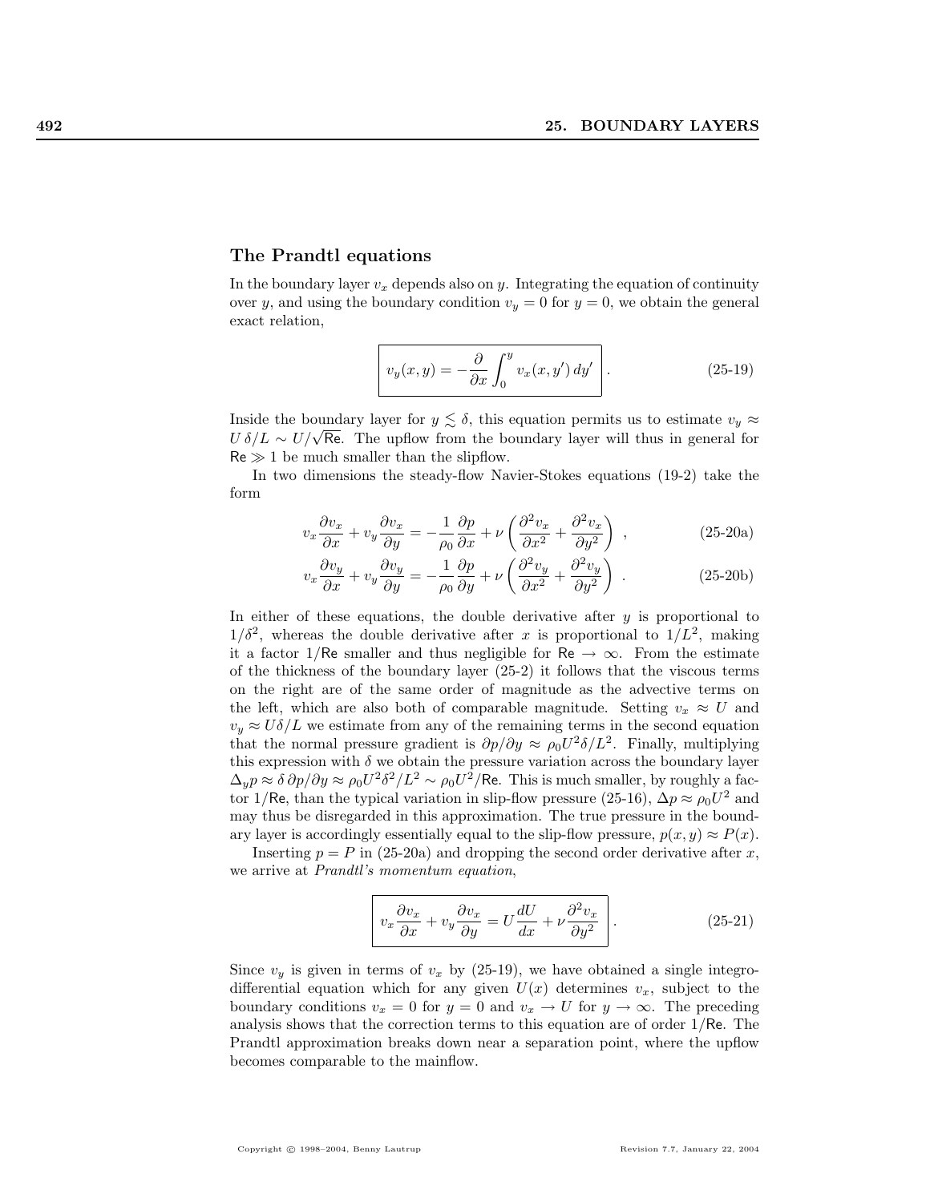### The Prandtl equations

In the boundary layer $v_x$ depends also on $y$. Integrating the equation of continuity over $y$, and using the boundary condition $v_y = 0$ for $y = 0$, we obtain the general exact relation,

$$\boxed{v_y(x, y) = -\frac{\partial}{\partial x}\int_0^y v_x(x, y')\, dy'} \,. \tag{25-19}$$

Inside the boundary layer for $y \lesssim \delta$, this equation permits us to estimate $v_y \approx U\,\delta/L \sim U/\sqrt{\mathsf{Re}}$. The upflow from the boundary layer will thus in general for $\mathsf{Re} \gg 1$ be much smaller than the slipflow.

In two dimensions the steady-flow Navier-Stokes equations (19-2) take the form

$$v_x \frac{\partial v_x}{\partial x} + v_y \frac{\partial v_x}{\partial y} = -\frac{1}{\rho_0}\frac{\partial p}{\partial x} + \nu\left(\frac{\partial^2 v_x}{\partial x^2} + \frac{\partial^2 v_x}{\partial y^2}\right) \,, \tag{25-20a}$$

$$v_x \frac{\partial v_y}{\partial x} + v_y \frac{\partial v_y}{\partial y} = -\frac{1}{\rho_0}\frac{\partial p}{\partial y} + \nu\left(\frac{\partial^2 v_y}{\partial x^2} + \frac{\partial^2 v_y}{\partial y^2}\right) \,. \tag{25-20b}$$

In either of these equations, the double derivative after $y$ is proportional to $1/\delta^2$, whereas the double derivative after $x$ is proportional to $1/L^2$, making it a factor $1/\mathsf{Re}$ smaller and thus negligible for $\mathsf{Re} \to \infty$. From the estimate of the thickness of the boundary layer (25-2) it follows that the viscous terms on the right are of the same order of magnitude as the advective terms on the left, which are also both of comparable magnitude. Setting $v_x \approx U$ and $v_y \approx U\delta/L$ we estimate from any of the remaining terms in the second equation that the normal pressure gradient is $\partial p/\partial y \approx \rho_0 U^2 \delta/L^2$. Finally, multiplying this expression with $\delta$ we obtain the pressure variation across the boundary layer $\Delta_y p \approx \delta\, \partial p/\partial y \approx \rho_0 U^2 \delta^2/L^2 \sim \rho_0 U^2/\mathsf{Re}$. This is much smaller, by roughly a factor $1/\mathsf{Re}$, than the typical variation in slip-flow pressure (25-16), $\Delta p \approx \rho_0 U^2$ and may thus be disregarded in this approximation. The true pressure in the boundary layer is accordingly essentially equal to the slip-flow pressure, $p(x, y) \approx P(x)$.

Inserting $p = P$ in (25-20a) and dropping the second order derivative after $x$, we arrive at *Prandtl's momentum equation*,

$$\boxed{v_x \frac{\partial v_x}{\partial x} + v_y \frac{\partial v_x}{\partial y} = U\frac{dU}{dx} + \nu \frac{\partial^2 v_x}{\partial y^2}} \,. \tag{25-21}$$

Since $v_y$ is given in terms of $v_x$ by (25-19), we have obtained a single integro-differential equation which for any given $U(x)$ determines $v_x$, subject to the boundary conditions $v_x = 0$ for $y = 0$ and $v_x \to U$ for $y \to \infty$. The preceding analysis shows that the correction terms to this equation are of order $1/\mathsf{Re}$. The Prandtl approximation breaks down near a separation point, where the upflow becomes comparable to the mainflow.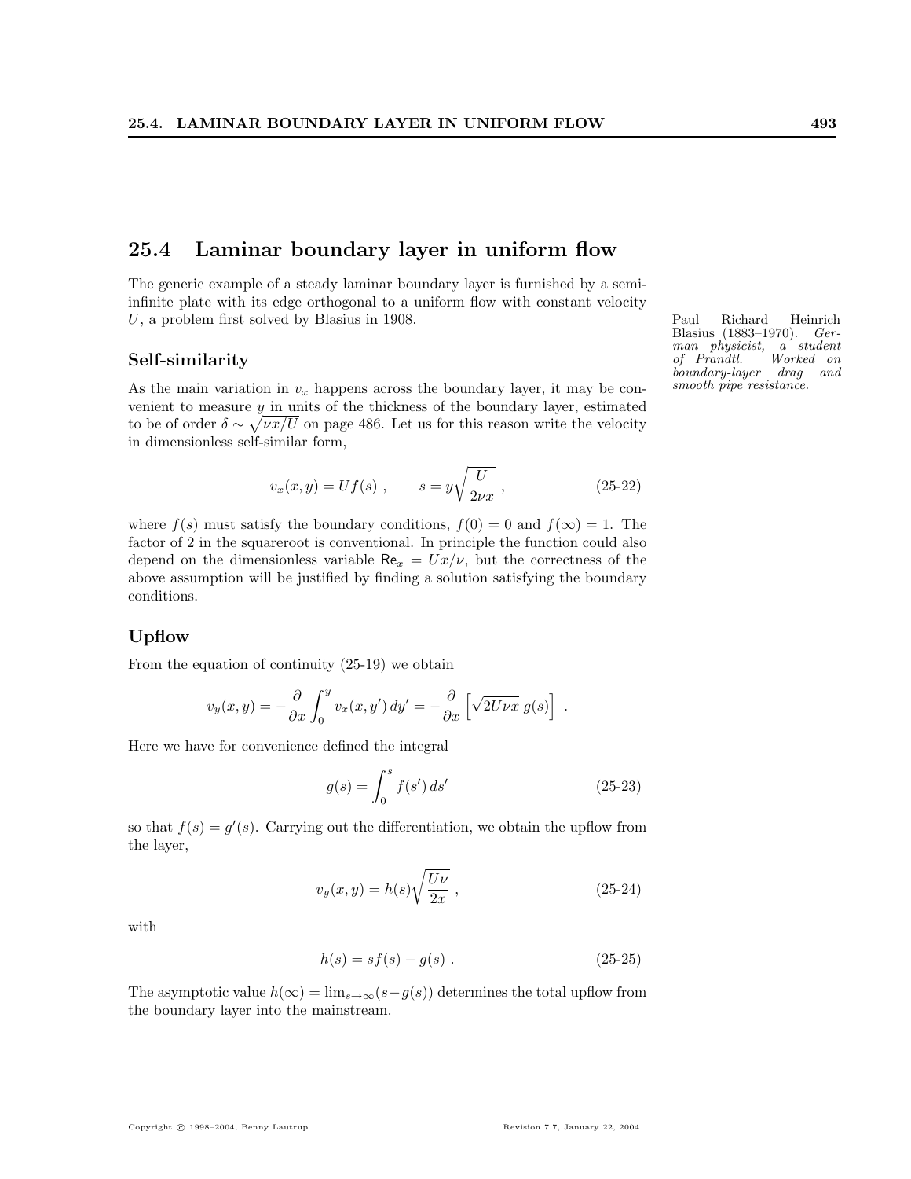## 25.4 Laminar boundary layer in uniform flow

The generic example of a steady laminar boundary layer is furnished by a semi-infinite plate with its edge orthogonal to a uniform flow with constant velocity $U$, a problem first solved by Blasius in 1908.

Paul Richard Heinrich Blasius (1883–1970). *German physicist, a student of Prandtl. Worked on boundary-layer drag and smooth pipe resistance.*

### Self-similarity

As the main variation in $v_x$ happens across the boundary layer, it may be convenient to measure $y$ in units of the thickness of the boundary layer, estimated to be of order $\delta \sim \sqrt{\nu x/U}$ on page 486. Let us for this reason write the velocity in dimensionless self-similar form,

$$v_x(x, y) = Uf(s) , \qquad s = y\sqrt{\frac{U}{2\nu x}} , \tag{25-22}$$

where $f(s)$ must satisfy the boundary conditions, $f(0) = 0$ and $f(\infty) = 1$. The factor of 2 in the squareroot is conventional. In principle the function could also depend on the dimensionless variable $\mathsf{Re}_x = Ux/\nu$, but the correctness of the above assumption will be justified by finding a solution satisfying the boundary conditions.

### Upflow

From the equation of continuity (25-19) we obtain

$$v_y(x, y) = -\frac{\partial}{\partial x}\int_0^y v_x(x, y')\,dy' = -\frac{\partial}{\partial x}\left[\sqrt{2U\nu x}\; g(s)\right] .$$

Here we have for convenience defined the integral

$$g(s) = \int_0^s f(s')\,ds' \tag{25-23}$$

so that $f(s) = g'(s)$. Carrying out the differentiation, we obtain the upflow from the layer,

$$v_y(x, y) = h(s)\sqrt{\frac{U\nu}{2x}} , \tag{25-24}$$

with

$$h(s) = sf(s) - g(s) . \tag{25-25}$$

The asymptotic value $h(\infty) = \lim_{s\to\infty}(s - g(s))$ determines the total upflow from the boundary layer into the mainstream.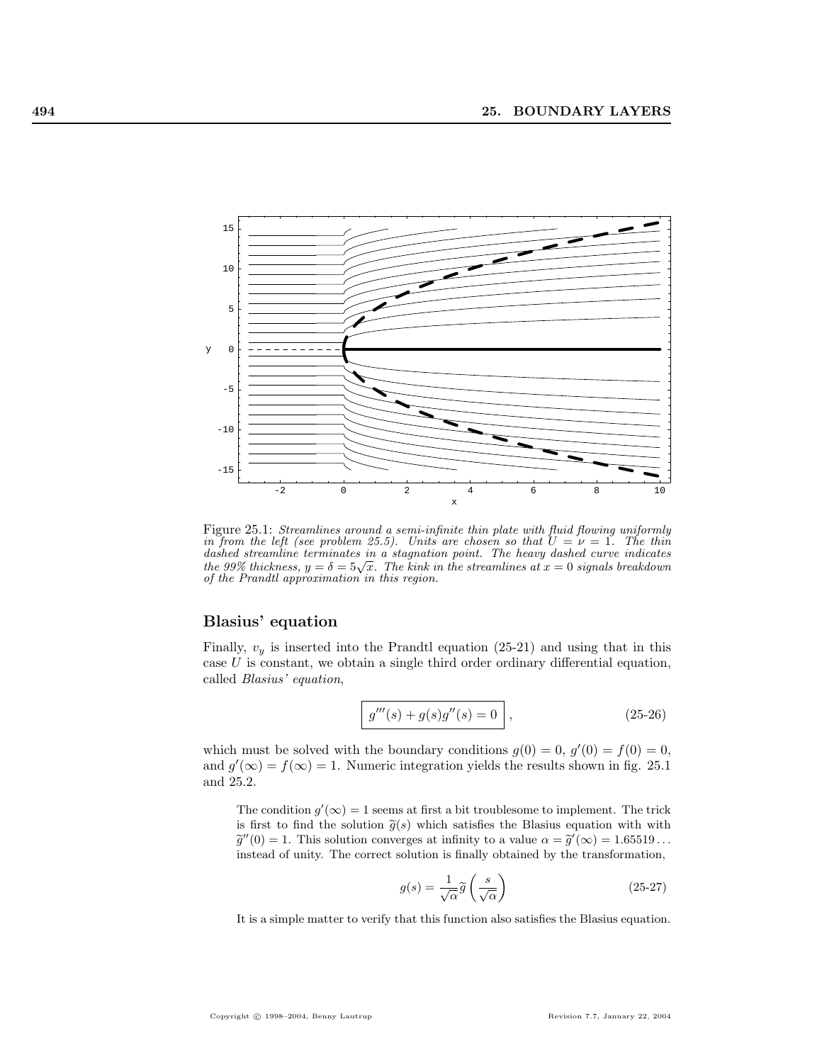Figure 25.1: *Streamlines around a semi-infinite thin plate with fluid flowing uniformly in from the left (see problem 25.5). Units are chosen so that $U = \nu = 1$. The thin dashed streamline terminates in a stagnation point. The heavy dashed curve indicates the 99% thickness, $y = \delta = 5\sqrt{x}$. The kink in the streamlines at $x = 0$ signals breakdown of the Prandtl approximation in this region.*

### Blasius' equation

Finally, $v_y$ is inserted into the Prandtl equation (25-21) and using that in this case $U$ is constant, we obtain a single third order ordinary differential equation, called *Blasius' equation*,

$$\boxed{g'''(s) + g(s)g''(s) = 0}\,, \tag{25-26}$$

which must be solved with the boundary conditions $g(0) = 0$, $g'(0) = f(0) = 0$, and $g'(\infty) = f(\infty) = 1$. Numeric integration yields the results shown in fig. 25.1 and 25.2.

The condition $g'(\infty) = 1$ seems at first a bit troublesome to implement. The trick is first to find the solution $\widetilde{g}(s)$ which satisfies the Blasius equation with with $\widetilde{g}''(0) = 1$. This solution converges at infinity to a value $\alpha = \widetilde{g}'(\infty) = 1.65519\ldots$ instead of unity. The correct solution is finally obtained by the transformation,

$$g(s) = \frac{1}{\sqrt{\alpha}}\widetilde{g}\left(\frac{s}{\sqrt{\alpha}}\right) \tag{25-27}$$

It is a simple matter to verify that this function also satisfies the Blasius equation.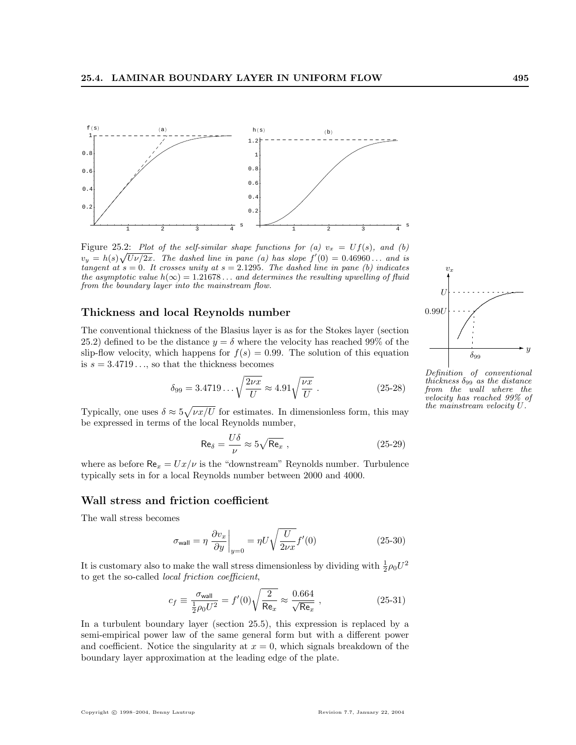Figure 25.2: *Plot of the self-similar shape functions for (a) $v_x = Uf(s)$, and (b) $v_y = h(s)\sqrt{U\nu/2x}$. The dashed line in pane (a) has slope $f'(0) = 0.46960\ldots$ and is tangent at $s = 0$. It crosses unity at $s = 2.1295$. The dashed line in pane (b) indicates the asymptotic value $h(\infty) = 1.21678\ldots$ and determines the resulting upwelling of fluid from the boundary layer into the mainstream flow.*

## Thickness and local Reynolds number

The conventional thickness of the Blasius layer is as for the Stokes layer (section 25.2) defined to be the distance $y = \delta$ where the velocity has reached 99% of the slip-flow velocity, which happens for $f(s) = 0.99$. The solution of this equation is $s = 3.4719\ldots$, so that the thickness becomes

$$\delta_{99} = 3.4719\ldots\sqrt{\frac{2\nu x}{U}} \approx 4.91\sqrt{\frac{\nu x}{U}} \ . \tag{25-28}$$

*Definition of conventional thickness $\delta_{99}$ as the distance from the wall where the velocity has reached 99% of the mainstream velocity $U$.*

Typically, one uses $\delta \approx 5\sqrt{\nu x/U}$ for estimates. In dimensionless form, this may be expressed in terms of the local Reynolds number,

$$\mathsf{Re}_\delta = \frac{U\delta}{\nu} \approx 5\sqrt{\mathsf{Re}_x} \ , \tag{25-29}$$

where as before $\mathsf{Re}_x = Ux/\nu$ is the "downstream" Reynolds number. Turbulence typically sets in for a local Reynolds number between 2000 and 4000.

## Wall stress and friction coefficient

The wall stress becomes

$$\sigma_{\mathsf{wall}} = \eta \left.\frac{\partial v_x}{\partial y}\right|_{y=0} = \eta U\sqrt{\frac{U}{2\nu x}}f'(0) \tag{25-30}$$

It is customary also to make the wall stress dimensionless by dividing with $\frac{1}{2}\rho_0 U^2$ to get the so-called *local friction coefficient*,

$$c_f \equiv \frac{\sigma_{\mathsf{wall}}}{\frac{1}{2}\rho_0 U^2} = f'(0)\sqrt{\frac{2}{\mathsf{Re}_x}} \approx \frac{0.664}{\sqrt{\mathsf{Re}_x}} \ , \tag{25-31}$$

In a turbulent boundary layer (section 25.5), this expression is replaced by a semi-empirical power law of the same general form but with a different power and coefficient. Notice the singularity at $x = 0$, which signals breakdown of the boundary layer approximation at the leading edge of the plate.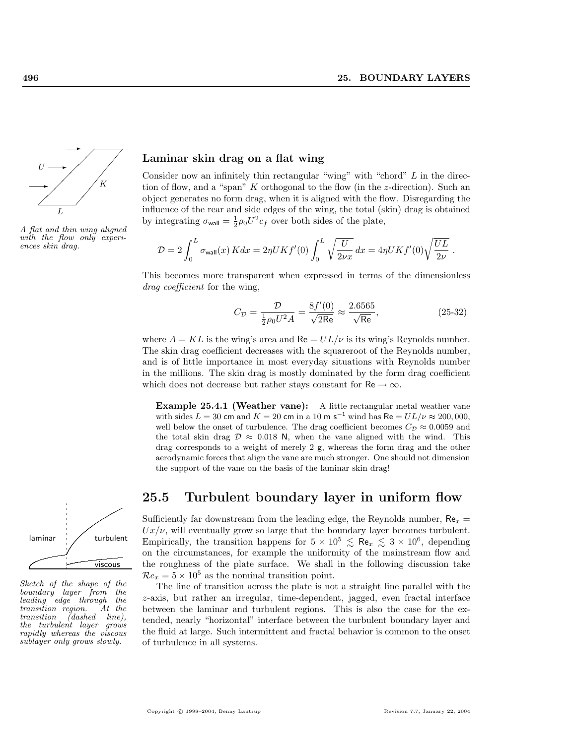### Laminar skin drag on a flat wing

A flat and thin wing aligned with the flow only experiences skin drag.

Consider now an infinitely thin rectangular "wing" with "chord" $L$ in the direction of flow, and a "span" $K$ orthogonal to the flow (in the $z$-direction). Such an object generates no form drag, when it is aligned with the flow. Disregarding the influence of the rear and side edges of the wing, the total (skin) drag is obtained by integrating $\sigma_{\text{wall}} = \frac{1}{2}\rho_0 U^2 c_f$ over both sides of the plate,

$$\mathcal{D} = 2\int_0^L \sigma_{\text{wall}}(x)\, K dx = 2\eta U K f'(0) \int_0^L \sqrt{\frac{U}{2\nu x}}\, dx = 4\eta U K f'(0) \sqrt{\frac{UL}{2\nu}} \; .$$

This becomes more transparent when expressed in terms of the dimensionless *drag coefficient* for the wing,

$$C_{\mathcal{D}} = \frac{\mathcal{D}}{\frac{1}{2}\rho_0 U^2 A} = \frac{8f'(0)}{\sqrt{2\mathsf{Re}}} \approx \frac{2.6565}{\sqrt{\mathsf{Re}}}, \tag{25-32}$$

where $A = KL$ is the wing's area and $\mathsf{Re} = UL/\nu$ is its wing's Reynolds number. The skin drag coefficient decreases with the squareroot of the Reynolds number, and is of little importance in most everyday situations with Reynolds number in the millions. The skin drag is mostly dominated by the form drag coefficient which does not decrease but rather stays constant for $\mathsf{Re} \to \infty$.

**Example 25.4.1 (Weather vane):** A little rectangular metal weather vane with sides $L = 30$ cm and $K = 20$ cm in a 10 m s$^{-1}$ wind has $\mathsf{Re} = UL/\nu \approx 200,000$, well below the onset of turbulence. The drag coefficient becomes $C_{\mathcal{D}} \approx 0.0059$ and the total skin drag $\mathcal{D} \approx 0.018$ N, when the vane aligned with the wind. This drag corresponds to a weight of merely 2 g, whereas the form drag and the other aerodynamic forces that align the vane are much stronger. One should not dimension the support of the vane on the basis of the laminar skin drag!

## 25.5 Turbulent boundary layer in uniform flow

Sketch of the shape of the boundary layer from the leading edge through the transition region. At the transition (dashed line), the turbulent layer grows rapidly whereas the viscous sublayer only grows slowly.

Sufficiently far downstream from the leading edge, the Reynolds number, $\mathsf{Re}_x = Ux/\nu$, will eventually grow so large that the boundary layer becomes turbulent. Empirically, the transition happens for $5 \times 10^5 \lesssim \mathsf{Re}_x \lesssim 3 \times 10^6$, depending on the circumstances, for example the uniformity of the mainstream flow and the roughness of the plate surface. We shall in the following discussion take $\mathcal{R}e_x = 5 \times 10^5$ as the nominal transition point.

The line of transition across the plate is not a straight line parallel with the $z$-axis, but rather an irregular, time-dependent, jagged, even fractal interface between the laminar and turbulent regions. This is also the case for the extended, nearly "horizontal" interface between the turbulent boundary layer and the fluid at large. Such intermittent and fractal behavior is common to the onset of turbulence in all systems.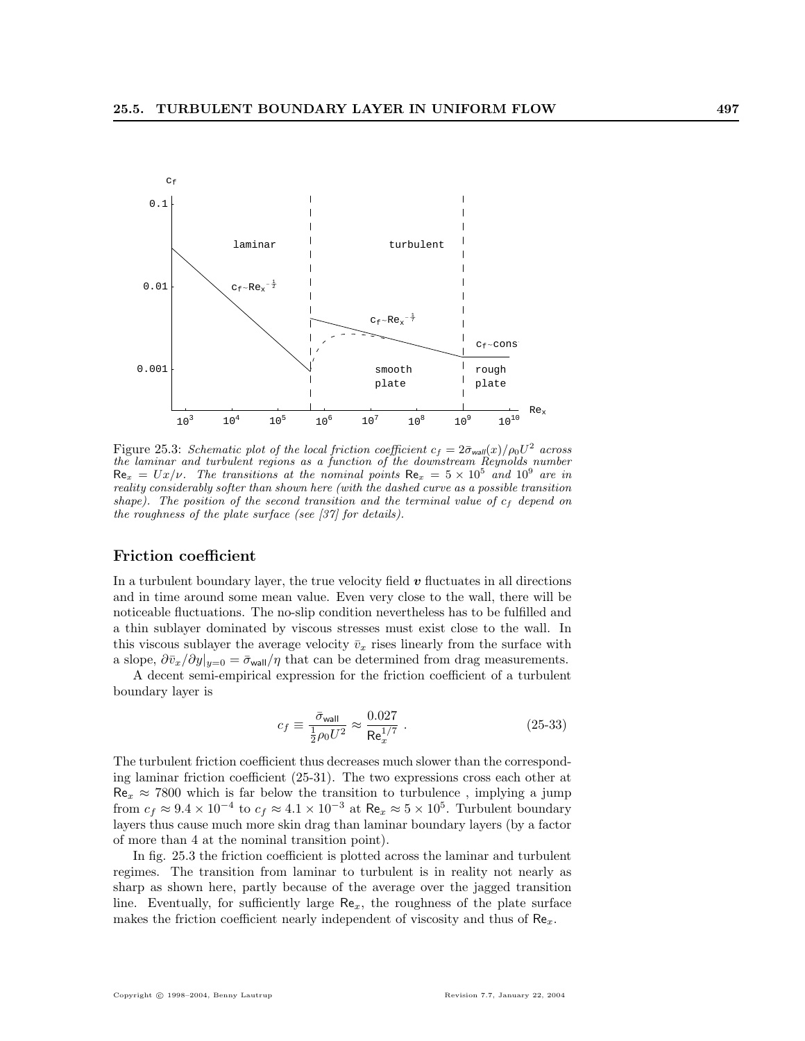Figure 25.3: *Schematic plot of the local friction coefficient $c_f = 2\bar{\sigma}_{wall}(x)/\rho_0 U^2$ across the laminar and turbulent regions as a function of the downstream Reynolds number $\mathsf{Re}_x = Ux/\nu$. The transitions at the nominal points $\mathsf{Re}_x = 5 \times 10^5$ and $10^9$ are in reality considerably softer than shown here (with the dashed curve as a possible transition shape). The position of the second transition and the terminal value of $c_f$ depend on the roughness of the plate surface (see [37] for details).*

### Friction coefficient

In a turbulent boundary layer, the true velocity field $\boldsymbol{v}$ fluctuates in all directions and in time around some mean value. Even very close to the wall, there will be noticeable fluctuations. The no-slip condition nevertheless has to be fulfilled and a thin sublayer dominated by viscous stresses must exist close to the wall. In this viscous sublayer the average velocity $\bar{v}_x$ rises linearly from the surface with a slope, $\partial \bar{v}_x/\partial y|_{y=0} = \bar{\sigma}_{\mathsf{wall}}/\eta$ that can be determined from drag measurements.

A decent semi-empirical expression for the friction coefficient of a turbulent boundary layer is

$$c_f \equiv \frac{\bar{\sigma}_{\mathsf{wall}}}{\frac{1}{2}\rho_0 U^2} \approx \frac{0.027}{\mathsf{Re}_x^{1/7}} \,. \tag{25-33}$$

The turbulent friction coefficient thus decreases much slower than the corresponding laminar friction coefficient (25-31). The two expressions cross each other at $\mathsf{Re}_x \approx 7800$ which is far below the transition to turbulence , implying a jump from $c_f \approx 9.4 \times 10^{-4}$ to $c_f \approx 4.1 \times 10^{-3}$ at $\mathsf{Re}_x \approx 5 \times 10^5$. Turbulent boundary layers thus cause much more skin drag than laminar boundary layers (by a factor of more than 4 at the nominal transition point).

In fig. 25.3 the friction coefficient is plotted across the laminar and turbulent regimes. The transition from laminar to turbulent is in reality not nearly as sharp as shown here, partly because of the average over the jagged transition line. Eventually, for sufficiently large $\mathsf{Re}_x$, the roughness of the plate surface makes the friction coefficient nearly independent of viscosity and thus of $\mathsf{Re}_x$.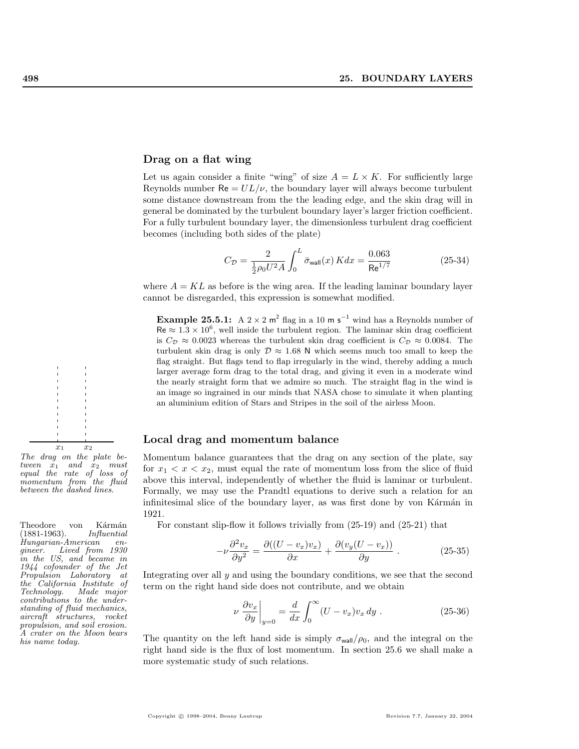## Drag on a flat wing

Let us again consider a finite "wing" of size $A = L \times K$. For sufficiently large Reynolds number $\mathsf{Re} = UL/\nu$, the boundary layer will always become turbulent some distance downstream from the the leading edge, and the skin drag will in general be dominated by the turbulent boundary layer's larger friction coefficient. For a fully turbulent boundary layer, the dimensionless turbulent drag coefficient becomes (including both sides of the plate)

$$C_{\mathcal{D}} = \frac{2}{\frac{1}{2}\rho_0 U^2 A} \int_0^L \bar{\sigma}_{\mathsf{wall}}(x)\, K dx = \frac{0.063}{\mathsf{Re}^{1/7}} \tag{25-34}$$

where $A = KL$ as before is the wing area. If the leading laminar boundary layer cannot be disregarded, this expression is somewhat modified.

**Example 25.5.1:** A $2 \times 2$ $\mathsf{m}^2$ flag in a 10 $\mathsf{m\ s^{-1}}$ wind has a Reynolds number of $\mathsf{Re} \approx 1.3 \times 10^6$, well inside the turbulent region. The laminar skin drag coefficient is $C_{\mathcal{D}} \approx 0.0023$ whereas the turbulent skin drag coefficient is $C_{\mathcal{D}} \approx 0.0084$. The turbulent skin drag is only $\mathcal{D} \approx 1.68$ N which seems much too small to keep the flag straight. But flags tend to flap irregularly in the wind, thereby adding a much larger average form drag to the total drag, and giving it even in a moderate wind the nearly straight form that we admire so much. The straight flag in the wind is an image so ingrained in our minds that NASA chose to simulate it when planting an aluminium edition of Stars and Stripes in the soil of the airless Moon.

## Local drag and momentum balance

*The drag on the plate between $x_1$ and $x_2$ must equal the rate of loss of momentum from the fluid between the dashed lines.*

Momentum balance guarantees that the drag on any section of the plate, say for $x_1 < x < x_2$, must equal the rate of momentum loss from the slice of fluid above this interval, independently of whether the fluid is laminar or turbulent. Formally, we may use the Prandtl equations to derive such a relation for an infinitesimal slice of the boundary layer, as was first done by von Kármán in 1921.

*Theodore von Kármán (1881-1963). Influential Hungarian-American engineer. Lived from 1930 in the US, and became in 1944 cofounder of the Jet Propulsion Laboratory at the California Institute of Technology. Made major contributions to the understanding of fluid mechanics, aircraft structures, rocket propulsion, and soil erosion. A crater on the Moon bears his name today.*

For constant slip-flow it follows trivially from (25-19) and (25-21) that

$$-\nu \frac{\partial^2 v_x}{\partial y^2} = \frac{\partial((U - v_x)v_x)}{\partial x} + \frac{\partial(v_y(U - v_x))}{\partial y} . \tag{25-35}$$

Integrating over all $y$ and using the boundary conditions, we see that the second term on the right hand side does not contribute, and we obtain

$$\nu \left.\frac{\partial v_x}{\partial y}\right|_{y=0} = \frac{d}{dx} \int_0^\infty (U - v_x)v_x\, dy . \tag{25-36}$$

The quantity on the left hand side is simply $\sigma_{\mathsf{wall}}/\rho_0$, and the integral on the right hand side is the flux of lost momentum. In section 25.6 we shall make a more systematic study of such relations.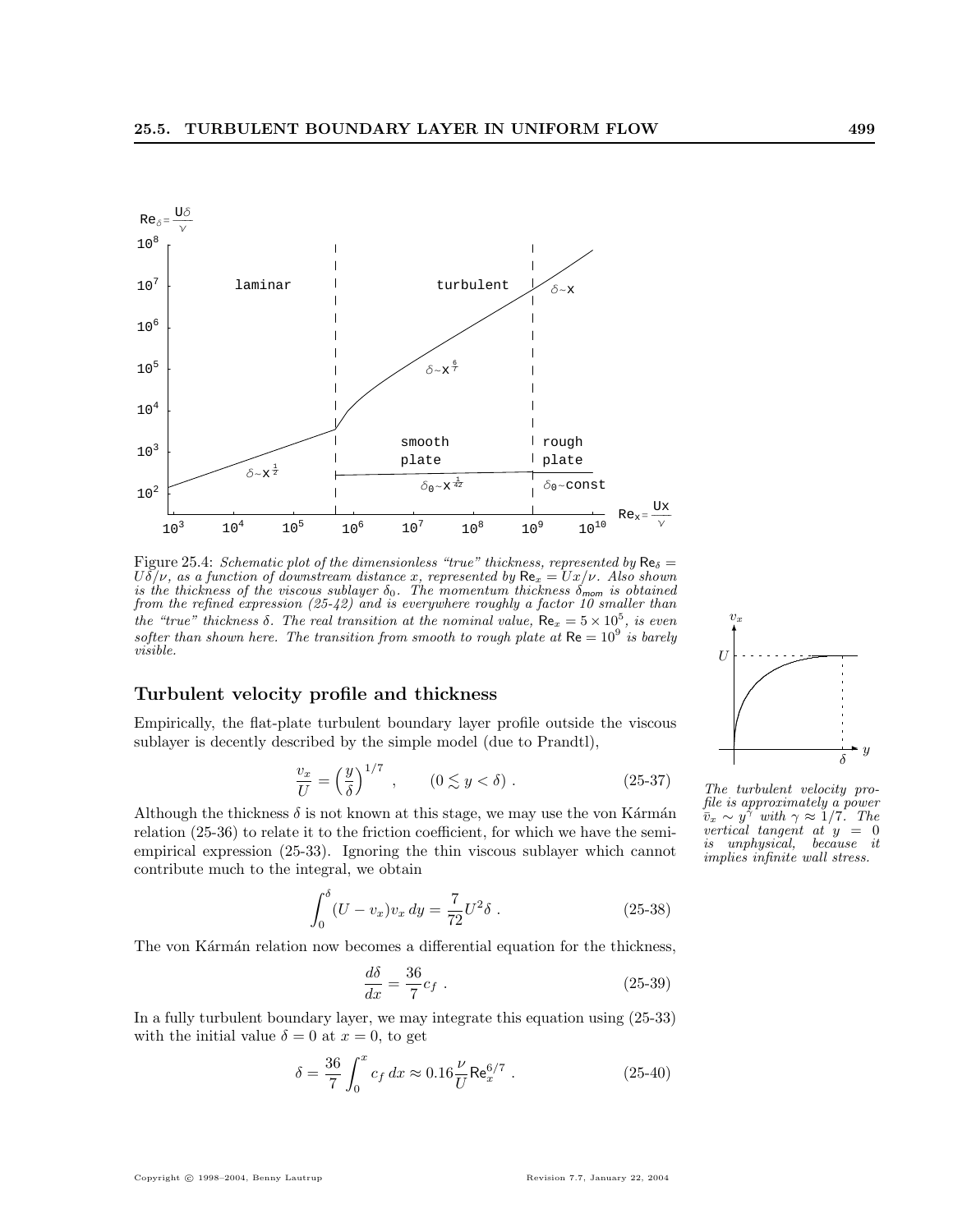Figure 25.4: *Schematic plot of the dimensionless "true" thickness, represented by $\mathsf{Re}_\delta = U\delta/\nu$, as a function of downstream distance $x$, represented by $\mathsf{Re}_x = Ux/\nu$. Also shown is the thickness of the viscous sublayer $\delta_0$. The momentum thickness $\delta_{mom}$ is obtained from the refined expression (25-42) and is everywhere roughly a factor 10 smaller than the "true" thickness $\delta$. The real transition at the nominal value, $\mathsf{Re}_x = 5 \times 10^5$, is even softer than shown here. The transition from smooth to rough plate at $\mathsf{Re} = 10^9$ is barely visible.*

## Turbulent velocity profile and thickness

Empirically, the flat-plate turbulent boundary layer profile outside the viscous sublayer is decently described by the simple model (due to Prandtl),

$$\frac{v_x}{U} = \left(\frac{y}{\delta}\right)^{1/7}, \qquad (0 \lesssim y < \delta) \; . \tag{25-37}$$

*The turbulent velocity profile is approximately a power $\bar{v}_x \sim y^\gamma$ with $\gamma \approx 1/7$. The vertical tangent at $y = 0$ is unphysical, because it implies infinite wall stress.*

Although the thickness $\delta$ is not known at this stage, we may use the von Kármán relation (25-36) to relate it to the friction coefficient, for which we have the semi-empirical expression (25-33). Ignoring the thin viscous sublayer which cannot contribute much to the integral, we obtain

$$\int_0^\delta (U - v_x) v_x \, dy = \frac{7}{72} U^2 \delta \; . \tag{25-38}$$

The von Kármán relation now becomes a differential equation for the thickness,

$$\frac{d\delta}{dx} = \frac{36}{7} c_f \; . \tag{25-39}$$

In a fully turbulent boundary layer, we may integrate this equation using (25-33) with the initial value $\delta = 0$ at $x = 0$, to get

$$\delta = \frac{36}{7} \int_0^x c_f \, dx \approx 0.16 \frac{\nu}{U} \mathsf{Re}_x^{6/7} \; . \tag{25-40}$$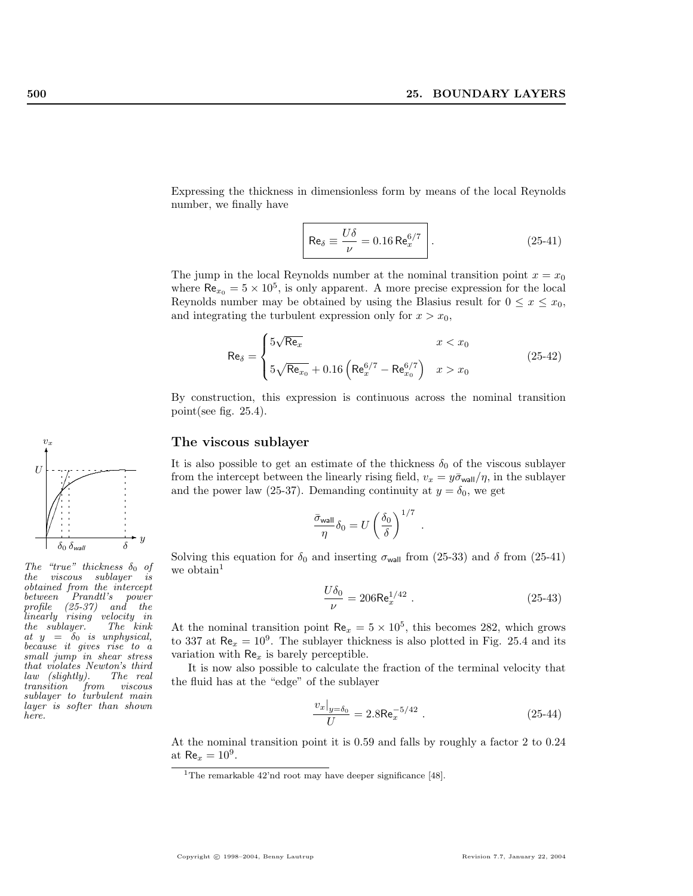Expressing the thickness in dimensionless form by means of the local Reynolds number, we finally have

$$\boxed{\mathsf{Re}_\delta \equiv \frac{U\delta}{\nu} = 0.16\,\mathsf{Re}_x^{6/7}} \ . \tag{25-41}$$

The jump in the local Reynolds number at the nominal transition point $x = x_0$ where $\mathsf{Re}_{x_0} = 5 \times 10^5$, is only apparent. A more precise expression for the local Reynolds number may be obtained by using the Blasius result for $0 \le x \le x_0$, and integrating the turbulent expression only for $x > x_0$,

$$\mathsf{Re}_\delta = \begin{cases} 5\sqrt{\mathsf{Re}_x} & x < x_0 \\ 5\sqrt{\mathsf{Re}_{x_0}} + 0.16\left(\mathsf{Re}_x^{6/7} - \mathsf{Re}_{x_0}^{6/7}\right) & x > x_0 \end{cases} \tag{25-42}$$

By construction, this expression is continuous across the nominal transition point(see fig. 25.4).

## The viscous sublayer

*The "true" thickness $\delta_0$ of the viscous sublayer is obtained from the intercept between Prandtl's power profile (25-37) and the linearly rising velocity in the sublayer. The kink at $y = \delta_0$ is unphysical, because it gives rise to a small jump in shear stress that violates Newton's third law (slightly). The real transition from viscous sublayer to turbulent main layer is softer than shown here.*

It is also possible to get an estimate of the thickness $\delta_0$ of the viscous sublayer from the intercept between the linearly rising field, $v_x = y\bar{\sigma}_{\mathsf{wall}}/\eta$, in the sublayer and the power law (25-37). Demanding continuity at $y = \delta_0$, we get

$$\frac{\bar{\sigma}_{\mathsf{wall}}}{\eta}\delta_0 = U\left(\frac{\delta_0}{\delta}\right)^{1/7} \ .$$

Solving this equation for $\delta_0$ and inserting $\sigma_{\mathsf{wall}}$ from (25-33) and $\delta$ from (25-41) we obtain[1]

$$\frac{U\delta_0}{\nu} = 206\mathsf{Re}_x^{1/42} \ . \tag{25-43}$$

At the nominal transition point $\mathsf{Re}_x = 5 \times 10^5$, this becomes 282, which grows to 337 at $\mathsf{Re}_x = 10^9$. The sublayer thickness is also plotted in Fig. 25.4 and its variation with $\mathsf{Re}_x$ is barely perceptible.

It is now also possible to calculate the fraction of the terminal velocity that the fluid has at the "edge" of the sublayer

$$\frac{v_x|_{y=\delta_0}}{U} = 2.8\mathsf{Re}_x^{-5/42} \ . \tag{25-44}$$

At the nominal transition point it is 0.59 and falls by roughly a factor 2 to 0.24 at $\mathsf{Re}_x = 10^9$.

[1] The remarkable 42'nd root may have deeper significance [48].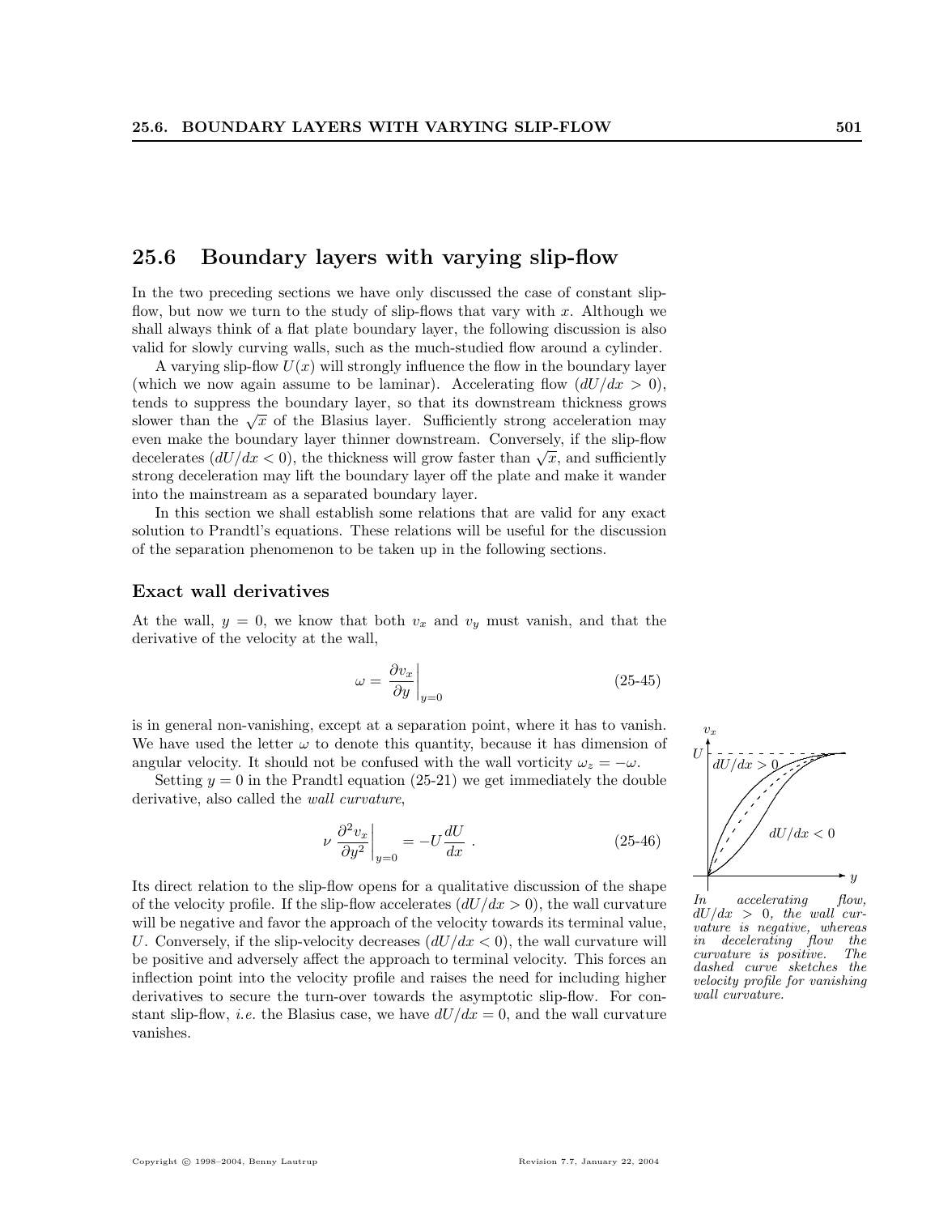## 25.6 Boundary layers with varying slip-flow

In the two preceding sections we have only discussed the case of constant slip-flow, but now we turn to the study of slip-flows that vary with $x$. Although we shall always think of a flat plate boundary layer, the following discussion is also valid for slowly curving walls, such as the much-studied flow around a cylinder.

A varying slip-flow $U(x)$ will strongly influence the flow in the boundary layer (which we now again assume to be laminar). Accelerating flow ($dU/dx > 0$), tends to suppress the boundary layer, so that its downstream thickness grows slower than the $\sqrt{x}$ of the Blasius layer. Sufficiently strong acceleration may even make the boundary layer thinner downstream. Conversely, if the slip-flow decelerates ($dU/dx < 0$), the thickness will grow faster than $\sqrt{x}$, and sufficiently strong deceleration may lift the boundary layer off the plate and make it wander into the mainstream as a separated boundary layer.

In this section we shall establish some relations that are valid for any exact solution to Prandtl's equations. These relations will be useful for the discussion of the separation phenomenon to be taken up in the following sections.

### Exact wall derivatives

At the wall, $y = 0$, we know that both $v_x$ and $v_y$ must vanish, and that the derivative of the velocity at the wall,

$$\omega = \left.\frac{\partial v_x}{\partial y}\right|_{y=0} \tag{25-45}$$

is in general non-vanishing, except at a separation point, where it has to vanish. We have used the letter $\omega$ to denote this quantity, because it has dimension of angular velocity. It should not be confused with the wall vorticity $\omega_z = -\omega$.

Setting $y = 0$ in the Prandtl equation (25-21) we get immediately the double derivative, also called the *wall curvature*,

$$\nu \left.\frac{\partial^2 v_x}{\partial y^2}\right|_{y=0} = -U\frac{dU}{dx} \; . \tag{25-46}$$

Its direct relation to the slip-flow opens for a qualitative discussion of the shape of the velocity profile. If the slip-flow accelerates ($dU/dx > 0$), the wall curvature will be negative and favor the approach of the velocity towards its terminal value, $U$. Conversely, if the slip-velocity decreases ($dU/dx < 0$), the wall curvature will be positive and adversely affect the approach to terminal velocity. This forces an inflection point into the velocity profile and raises the need for including higher derivatives to secure the turn-over towards the asymptotic slip-flow. For constant slip-flow, *i.e.* the Blasius case, we have $dU/dx = 0$, and the wall curvature vanishes.

*In accelerating flow, $dU/dx > 0$, the wall curvature is negative, whereas in decelerating flow the curvature is positive. The dashed curve sketches the velocity profile for vanishing wall curvature.*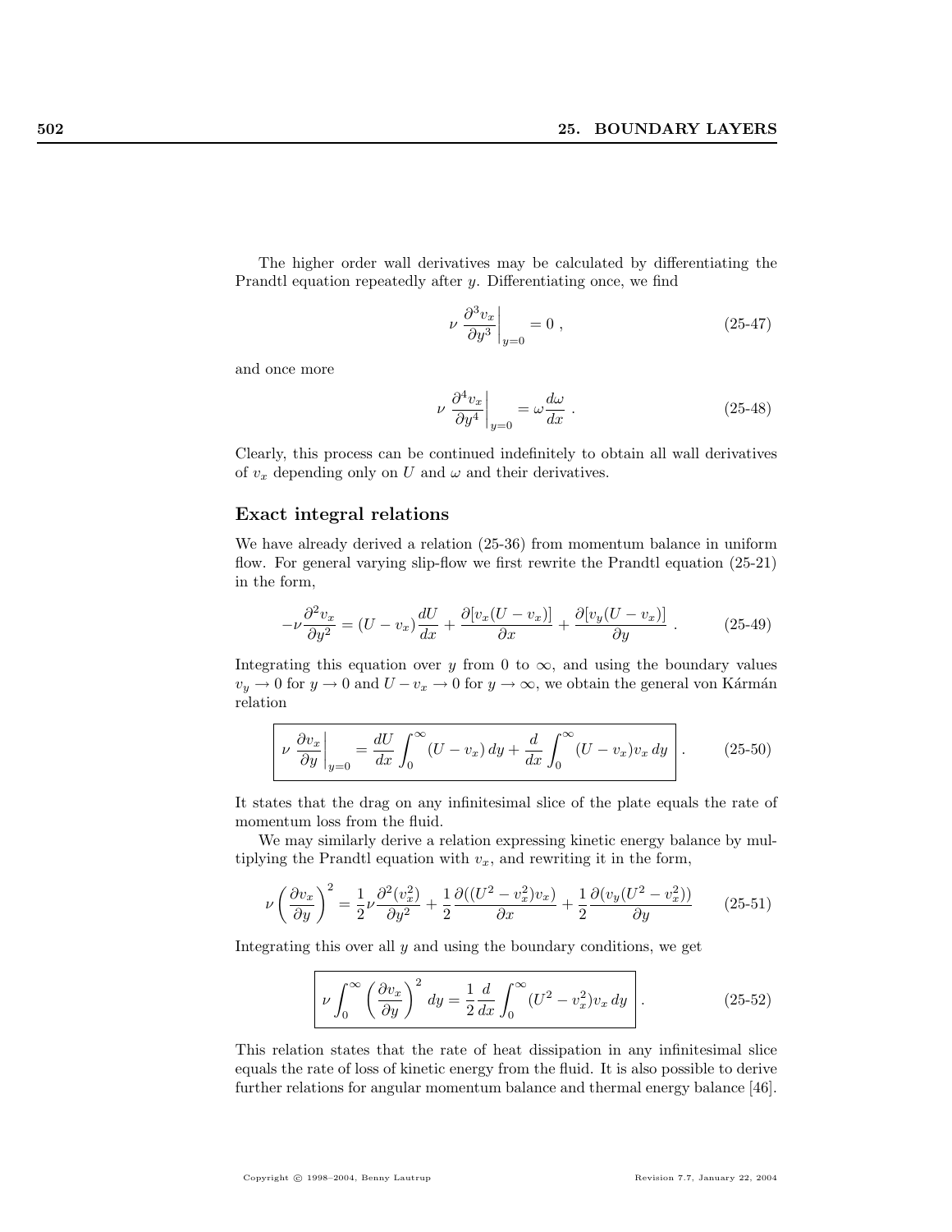The higher order wall derivatives may be calculated by differentiating the Prandtl equation repeatedly after $y$. Differentiating once, we find

$$\nu \left.\frac{\partial^3 v_x}{\partial y^3}\right|_{y=0} = 0 \,, \tag{25-47}$$

and once more

$$\nu \left.\frac{\partial^4 v_x}{\partial y^4}\right|_{y=0} = \omega \frac{d\omega}{dx} \,. \tag{25-48}$$

Clearly, this process can be continued indefinitely to obtain all wall derivatives of $v_x$ depending only on $U$ and $\omega$ and their derivatives.

### Exact integral relations

We have already derived a relation (25-36) from momentum balance in uniform flow. For general varying slip-flow we first rewrite the Prandtl equation (25-21) in the form,

$$-\nu \frac{\partial^2 v_x}{\partial y^2} = (U - v_x)\frac{dU}{dx} + \frac{\partial [v_x(U - v_x)]}{\partial x} + \frac{\partial [v_y(U - v_x)]}{\partial y} \,. \tag{25-49}$$

Integrating this equation over $y$ from 0 to $\infty$, and using the boundary values $v_y \to 0$ for $y \to 0$ and $U - v_x \to 0$ for $y \to \infty$, we obtain the general von Kármán relation

$$\boxed{\nu \left.\frac{\partial v_x}{\partial y}\right|_{y=0} = \frac{dU}{dx}\int_0^\infty (U - v_x)\, dy + \frac{d}{dx}\int_0^\infty (U - v_x) v_x \, dy} \,. \tag{25-50}$$

It states that the drag on any infinitesimal slice of the plate equals the rate of momentum loss from the fluid.

We may similarly derive a relation expressing kinetic energy balance by multiplying the Prandtl equation with $v_x$, and rewriting it in the form,

$$\nu \left(\frac{\partial v_x}{\partial y}\right)^2 = \frac{1}{2}\nu \frac{\partial^2 (v_x^2)}{\partial y^2} + \frac{1}{2}\frac{\partial ((U^2 - v_x^2) v_x)}{\partial x} + \frac{1}{2}\frac{\partial (v_y (U^2 - v_x^2))}{\partial y} \tag{25-51}$$

Integrating this over all $y$ and using the boundary conditions, we get

$$\boxed{\nu \int_0^\infty \left(\frac{\partial v_x}{\partial y}\right)^2 dy = \frac{1}{2}\frac{d}{dx}\int_0^\infty (U^2 - v_x^2) v_x \, dy} \,. \tag{25-52}$$

This relation states that the rate of heat dissipation in any infinitesimal slice equals the rate of loss of kinetic energy from the fluid. It is also possible to derive further relations for angular momentum balance and thermal energy balance [46].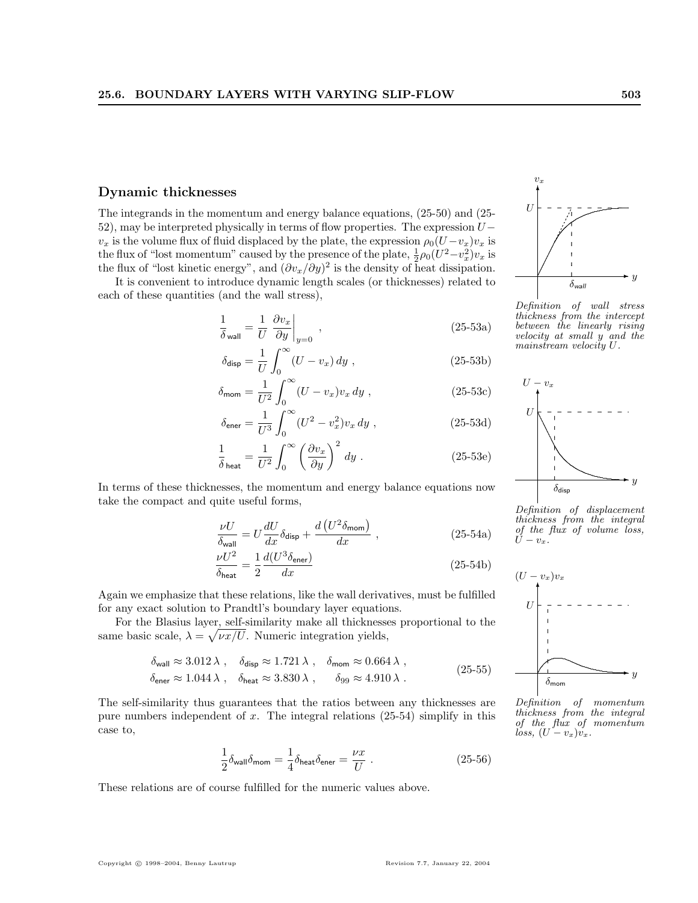## Dynamic thicknesses

The integrands in the momentum and energy balance equations, (25-50) and (25-52), may be interpreted physically in terms of flow properties. The expression $U - v_x$ is the volume flux of fluid displaced by the plate, the expression $\rho_0(U - v_x)v_x$ is the flux of "lost momentum" caused by the presence of the plate, $\frac{1}{2}\rho_0(U^2 - v_x^2)v_x$ is the flux of "lost kinetic energy", and $(\partial v_x/\partial y)^2$ is the density of heat dissipation.

It is convenient to introduce dynamic length scales (or thicknesses) related to each of these quantities (and the wall stress),

$$\frac{1}{\delta_{\mathsf{wall}}} = \frac{1}{U}\left.\frac{\partial v_x}{\partial y}\right|_{y=0} , \tag{25-53a}$$

$$\delta_{\mathsf{disp}} = \frac{1}{U}\int_0^\infty (U - v_x)\, dy , \tag{25-53b}$$

$$\delta_{\mathsf{mom}} = \frac{1}{U^2}\int_0^\infty (U - v_x)v_x\, dy , \tag{25-53c}$$

$$\delta_{\mathsf{ener}} = \frac{1}{U^3}\int_0^\infty (U^2 - v_x^2)v_x\, dy , \tag{25-53d}$$

$$\frac{1}{\delta_{\mathsf{heat}}} = \frac{1}{U^2}\int_0^\infty \left(\frac{\partial v_x}{\partial y}\right)^2 dy . \tag{25-53e}$$

*Definition of wall stress thickness from the intercept between the linearly rising velocity at small $y$ and the mainstream velocity $U$.*

*Definition of displacement thickness from the integral of the flux of volume loss, $U - v_x$.*

*Definition of momentum thickness from the integral of the flux of momentum loss, $(U - v_x)v_x$.*

In terms of these thicknesses, the momentum and energy balance equations now take the compact and quite useful forms,

$$\frac{\nu U}{\delta_{\mathsf{wall}}} = U\frac{dU}{dx}\delta_{\mathsf{disp}} + \frac{d\left(U^2\delta_{\mathsf{mom}}\right)}{dx} , \tag{25-54a}$$

$$\frac{\nu U^2}{\delta_{\mathsf{heat}}} = \frac{1}{2}\frac{d(U^3\delta_{\mathsf{ener}})}{dx} \tag{25-54b}$$

Again we emphasize that these relations, like the wall derivatives, must be fulfilled for any exact solution to Prandtl's boundary layer equations.

For the Blasius layer, self-similarity make all thicknesses proportional to the same basic scale, $\lambda = \sqrt{\nu x/U}$. Numeric integration yields,

$$\begin{aligned} &\delta_{\mathsf{wall}} \approx 3.012\,\lambda , \quad \delta_{\mathsf{disp}} \approx 1.721\,\lambda , \quad \delta_{\mathsf{mom}} \approx 0.664\,\lambda , \\ &\delta_{\mathsf{ener}} \approx 1.044\,\lambda , \quad \delta_{\mathsf{heat}} \approx 3.830\,\lambda , \quad \delta_{99} \approx 4.910\,\lambda . \end{aligned} \tag{25-55}$$

The self-similarity thus guarantees that the ratios between any thicknesses are pure numbers independent of $x$. The integral relations (25-54) simplify in this case to,

$$\frac{1}{2}\delta_{\mathsf{wall}}\delta_{\mathsf{mom}} = \frac{1}{4}\delta_{\mathsf{heat}}\delta_{\mathsf{ener}} = \frac{\nu x}{U} . \tag{25-56}$$

These relations are of course fulfilled for the numeric values above.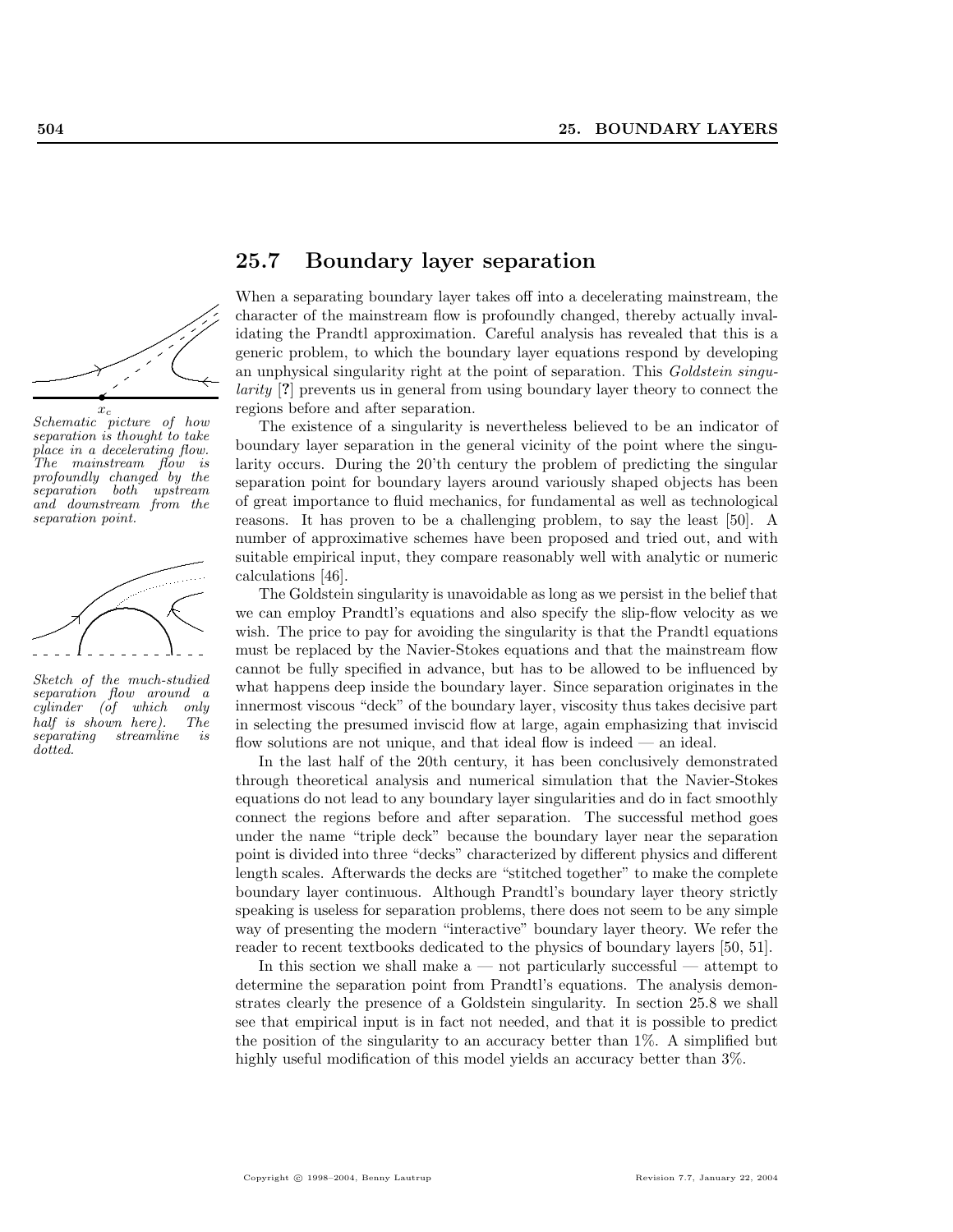## 25.7 Boundary layer separation

$x_c$

*Schematic picture of how separation is thought to take place in a decelerating flow. The mainstream flow is profoundly changed by the separation both upstream and downstream from the separation point.*

*Sketch of the much-studied separation flow around a cylinder (of which only half is shown here). The separating streamline is dotted.*

When a separating boundary layer takes off into a decelerating mainstream, the character of the mainstream flow is profoundly changed, thereby actually invalidating the Prandtl approximation. Careful analysis has revealed that this is a generic problem, to which the boundary layer equations respond by developing an unphysical singularity right at the point of separation. This *Goldstein singularity* [?] prevents us in general from using boundary layer theory to connect the regions before and after separation.

The existence of a singularity is nevertheless believed to be an indicator of boundary layer separation in the general vicinity of the point where the singularity occurs. During the 20'th century the problem of predicting the singular separation point for boundary layers around variously shaped objects has been of great importance to fluid mechanics, for fundamental as well as technological reasons. It has proven to be a challenging problem, to say the least [50]. A number of approximative schemes have been proposed and tried out, and with suitable empirical input, they compare reasonably well with analytic or numeric calculations [46].

The Goldstein singularity is unavoidable as long as we persist in the belief that we can employ Prandtl's equations and also specify the slip-flow velocity as we wish. The price to pay for avoiding the singularity is that the Prandtl equations must be replaced by the Navier-Stokes equations and that the mainstream flow cannot be fully specified in advance, but has to be allowed to be influenced by what happens deep inside the boundary layer. Since separation originates in the innermost viscous "deck" of the boundary layer, viscosity thus takes decisive part in selecting the presumed inviscid flow at large, again emphasizing that inviscid flow solutions are not unique, and that ideal flow is indeed — an ideal.

In the last half of the 20th century, it has been conclusively demonstrated through theoretical analysis and numerical simulation that the Navier-Stokes equations do not lead to any boundary layer singularities and do in fact smoothly connect the regions before and after separation. The successful method goes under the name "triple deck" because the boundary layer near the separation point is divided into three "decks" characterized by different physics and different length scales. Afterwards the decks are "stitched together" to make the complete boundary layer continuous. Although Prandtl's boundary layer theory strictly speaking is useless for separation problems, there does not seem to be any simple way of presenting the modern "interactive" boundary layer theory. We refer the reader to recent textbooks dedicated to the physics of boundary layers [50, 51].

In this section we shall make a — not particularly successful — attempt to determine the separation point from Prandtl's equations. The analysis demonstrates clearly the presence of a Goldstein singularity. In section 25.8 we shall see that empirical input is in fact not needed, and that it is possible to predict the position of the singularity to an accuracy better than 1%. A simplified but highly useful modification of this model yields an accuracy better than 3%.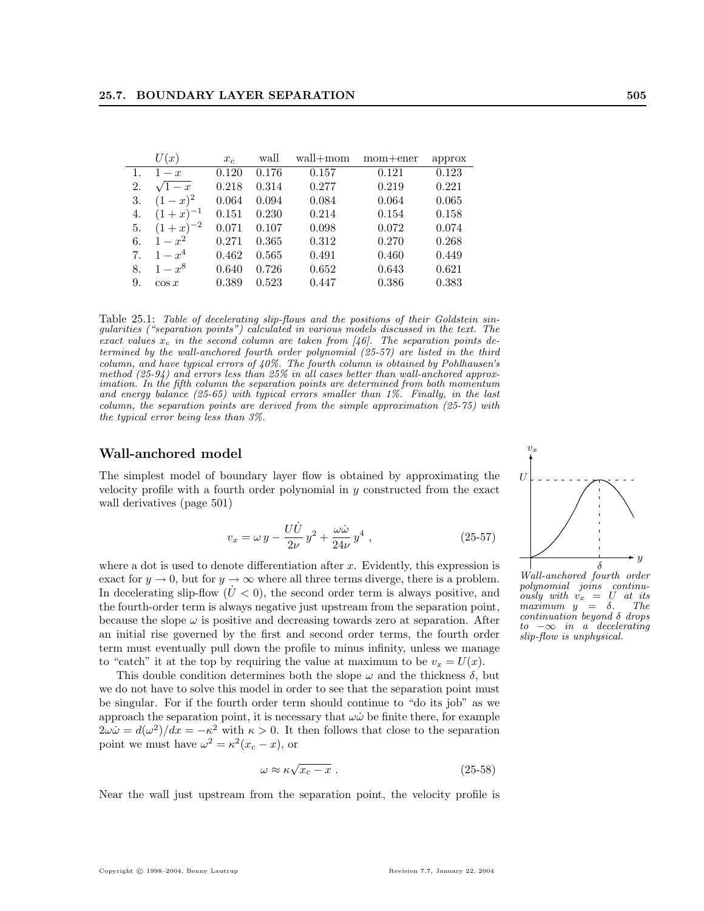| | $U(x)$ | $x_c$ | wall | wall+mom | mom+ener | approx |
|---|---|---|---|---|---|---|
| 1. | $1-x$ | 0.120 | 0.176 | 0.157 | 0.121 | 0.123 |
| 2. | $\sqrt{1-x}$ | 0.218 | 0.314 | 0.277 | 0.219 | 0.221 |
| 3. | $(1-x)^2$ | 0.064 | 0.094 | 0.084 | 0.064 | 0.065 |
| 4. | $(1+x)^{-1}$ | 0.151 | 0.230 | 0.214 | 0.154 | 0.158 |
| 5. | $(1+x)^{-2}$ | 0.071 | 0.107 | 0.098 | 0.072 | 0.074 |
| 6. | $1-x^2$ | 0.271 | 0.365 | 0.312 | 0.270 | 0.268 |
| 7. | $1-x^4$ | 0.462 | 0.565 | 0.491 | 0.460 | 0.449 |
| 8. | $1-x^8$ | 0.640 | 0.726 | 0.652 | 0.643 | 0.621 |
| 9. | $\cos x$ | 0.389 | 0.523 | 0.447 | 0.386 | 0.383 |

Table 25.1: *Table of decelerating slip-flows and the positions of their Goldstein singularities ("separation points") calculated in various models discussed in the text. The exact values $x_c$ in the second column are taken from [46]. The separation points determined by the wall-anchored fourth order polynomial (25-57) are listed in the third column, and have typical errors of 40%. The fourth column is obtained by Pohlhausen's method (25-94) and errors less than 25% in all cases better than wall-anchored approximation. In the fifth column the separation points are determined from both momentum and energy balance (25-65) with typical errors smaller than 1%. Finally, in the last column, the separation points are derived from the simple approximation (25-75) with the typical error being less than 3%.*

## Wall-anchored model

The simplest model of boundary layer flow is obtained by approximating the velocity profile with a fourth order polynomial in $y$ constructed from the exact wall derivatives (page 501)

$$v_x = \omega\, y - \frac{U\dot{U}}{2\nu}\, y^2 + \frac{\omega\dot{\omega}}{24\nu}\, y^4 \;, \tag{25-57}$$

where a dot is used to denote differentiation after $x$. Evidently, this expression is exact for $y \to 0$, but for $y \to \infty$ where all three terms diverge, there is a problem. In decelerating slip-flow ($\dot{U} < 0$), the second order term is always positive, and the fourth-order term is always negative just upstream from the separation point, because the slope $\omega$ is positive and decreasing towards zero at separation. After an initial rise governed by the first and second order terms, the fourth order term must eventually pull down the profile to minus infinity, unless we manage to "catch" it at the top by requiring the value at maximum to be $v_x = U(x)$.

*Wall-anchored fourth order polynomial joins continuously with $v_x = U$ at its maximum $y = \delta$. The continuation beyond $\delta$ drops to $-\infty$ in a decelerating slip-flow is unphysical.*

This double condition determines both the slope $\omega$ and the thickness $\delta$, but we do not have to solve this model in order to see that the separation point must be singular. For if the fourth order term should continue to "do its job" as we approach the separation point, it is necessary that $\omega\dot{\omega}$ be finite there, for example $2\omega\dot{\omega} = d(\omega^2)/dx = -\kappa^2$ with $\kappa > 0$. It then follows that close to the separation point we must have $\omega^2 = \kappa^2(x_c - x)$, or

$$\omega \approx \kappa\sqrt{x_c - x} \;. \tag{25-58}$$

Near the wall just upstream from the separation point, the velocity profile is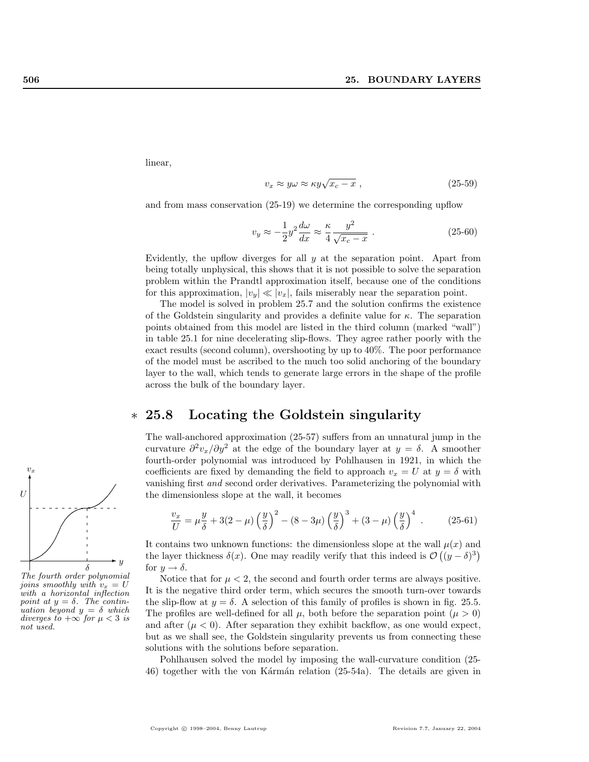linear,

$$v_x \approx y\omega \approx \kappa y\sqrt{x_c - x}\ , \tag{25-59}$$

and from mass conservation (25-19) we determine the corresponding upflow

$$v_y \approx -\frac{1}{2}y^2\frac{d\omega}{dx} \approx \frac{\kappa}{4}\frac{y^2}{\sqrt{x_c - x}}\ . \tag{25-60}$$

Evidently, the upflow diverges for all $y$ at the separation point. Apart from being totally unphysical, this shows that it is not possible to solve the separation problem within the Prandtl approximation itself, because one of the conditions for this approximation, $|v_y| \ll |v_x|$, fails miserably near the separation point.

The model is solved in problem 25.7 and the solution confirms the existence of the Goldstein singularity and provides a definite value for $\kappa$. The separation points obtained from this model are listed in the third column (marked "wall") in table 25.1 for nine decelerating slip-flows. They agree rather poorly with the exact results (second column), overshooting by up to 40%. The poor performance of the model must be ascribed to the much too solid anchoring of the boundary layer to the wall, which tends to generate large errors in the shape of the profile across the bulk of the boundary layer.

## ∗ 25.8 Locating the Goldstein singularity

The wall-anchored approximation (25-57) suffers from an unnatural jump in the curvature $\partial^2 v_x/\partial y^2$ at the edge of the boundary layer at $y = \delta$. A smoother fourth-order polynomial was introduced by Pohlhausen in 1921, in which the coefficients are fixed by demanding the field to approach $v_x = U$ at $y = \delta$ with vanishing first *and* second order derivatives. Parameterizing the polynomial with the dimensionless slope at the wall, it becomes

$$\frac{v_x}{U} = \mu\frac{y}{\delta} + 3(2-\mu)\left(\frac{y}{\delta}\right)^2 - (8-3\mu)\left(\frac{y}{\delta}\right)^3 + (3-\mu)\left(\frac{y}{\delta}\right)^4\ . \tag{25-61}$$

*The fourth order polynomial joins smoothly with $v_x = U$ with a horizontal inflection point at $y = \delta$. The continuation beyond $y = \delta$ which diverges to $+\infty$ for $\mu < 3$ is not used.*

It contains two unknown functions: the dimensionless slope at the wall $\mu(x)$ and the layer thickness $\delta(x)$. One may readily verify that this indeed is $\mathcal{O}\left((y-\delta)^3\right)$ for $y \to \delta$.

Notice that for $\mu < 2$, the second and fourth order terms are always positive. It is the negative third order term, which secures the smooth turn-over towards the slip-flow at $y = \delta$. A selection of this family of profiles is shown in fig. 25.5. The profiles are well-defined for all $\mu$, both before the separation point ($\mu > 0$) and after ($\mu < 0$). After separation they exhibit backflow, as one would expect, but as we shall see, the Goldstein singularity prevents us from connecting these solutions with the solutions before separation.

Pohlhausen solved the model by imposing the wall-curvature condition (25-46) together with the von Kármán relation (25-54a). The details are given in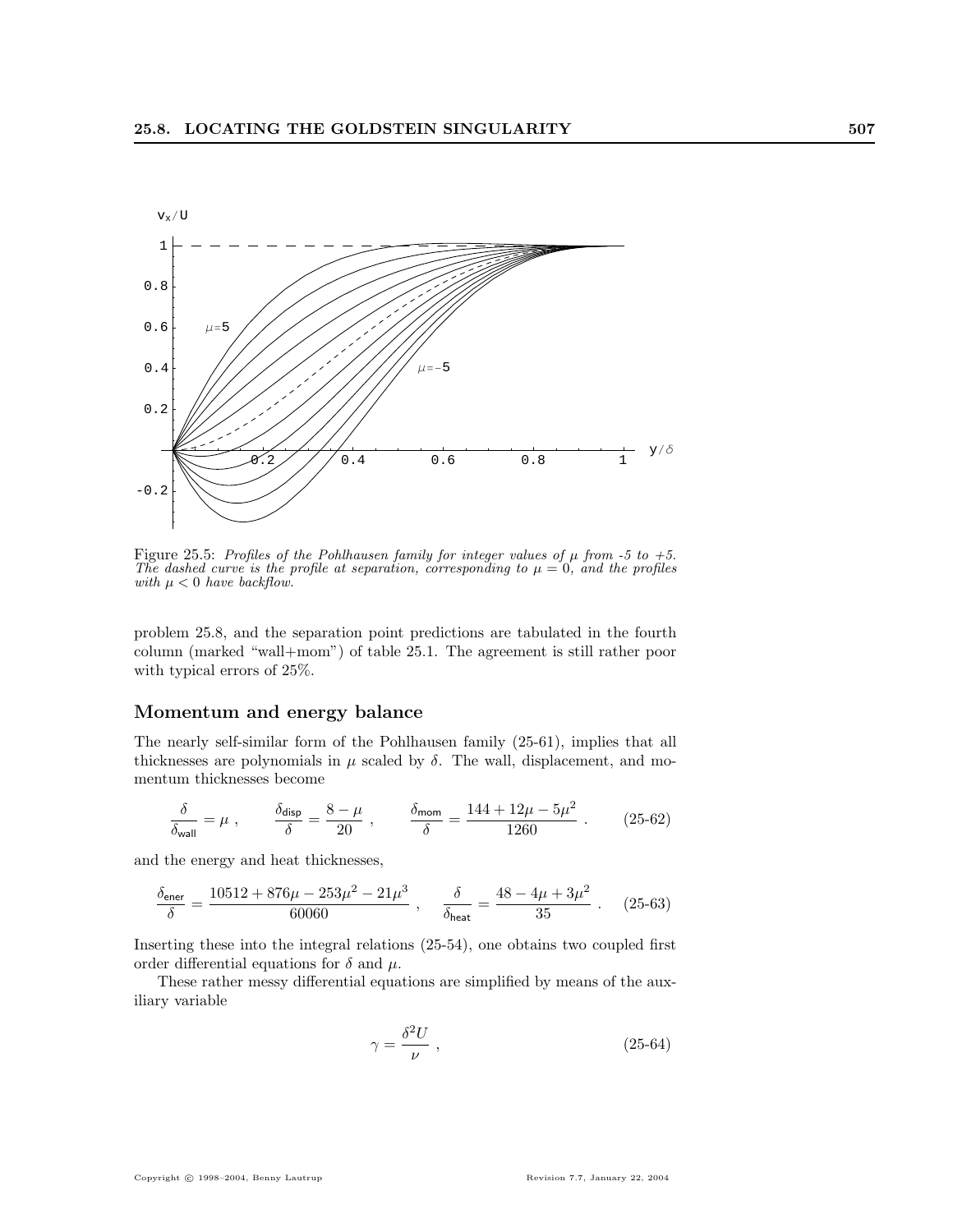Figure 25.5: *Profiles of the Pohlhausen family for integer values of $\mu$ from -5 to +5. The dashed curve is the profile at separation, corresponding to $\mu = 0$, and the profiles with $\mu < 0$ have backflow.*

problem 25.8, and the separation point predictions are tabulated in the fourth column (marked "wall+mom") of table 25.1. The agreement is still rather poor with typical errors of 25%.

## Momentum and energy balance

The nearly self-similar form of the Pohlhausen family (25-61), implies that all thicknesses are polynomials in $\mu$ scaled by $\delta$. The wall, displacement, and momentum thicknesses become

$$\frac{\delta}{\delta_{\mathsf{wall}}} = \mu \ , \qquad \frac{\delta_{\mathsf{disp}}}{\delta} = \frac{8-\mu}{20} \ , \qquad \frac{\delta_{\mathsf{mom}}}{\delta} = \frac{144+12\mu-5\mu^2}{1260} \ . \tag{25-62}$$

and the energy and heat thicknesses,

$$\frac{\delta_{\mathsf{ener}}}{\delta} = \frac{10512+876\mu-253\mu^2-21\mu^3}{60060} \ , \quad \frac{\delta}{\delta_{\mathsf{heat}}} = \frac{48-4\mu+3\mu^2}{35} \ . \tag{25-63}$$

Inserting these into the integral relations (25-54), one obtains two coupled first order differential equations for $\delta$ and $\mu$.

These rather messy differential equations are simplified by means of the auxiliary variable

$$\gamma = \frac{\delta^2 U}{\nu} \ , \tag{25-64}$$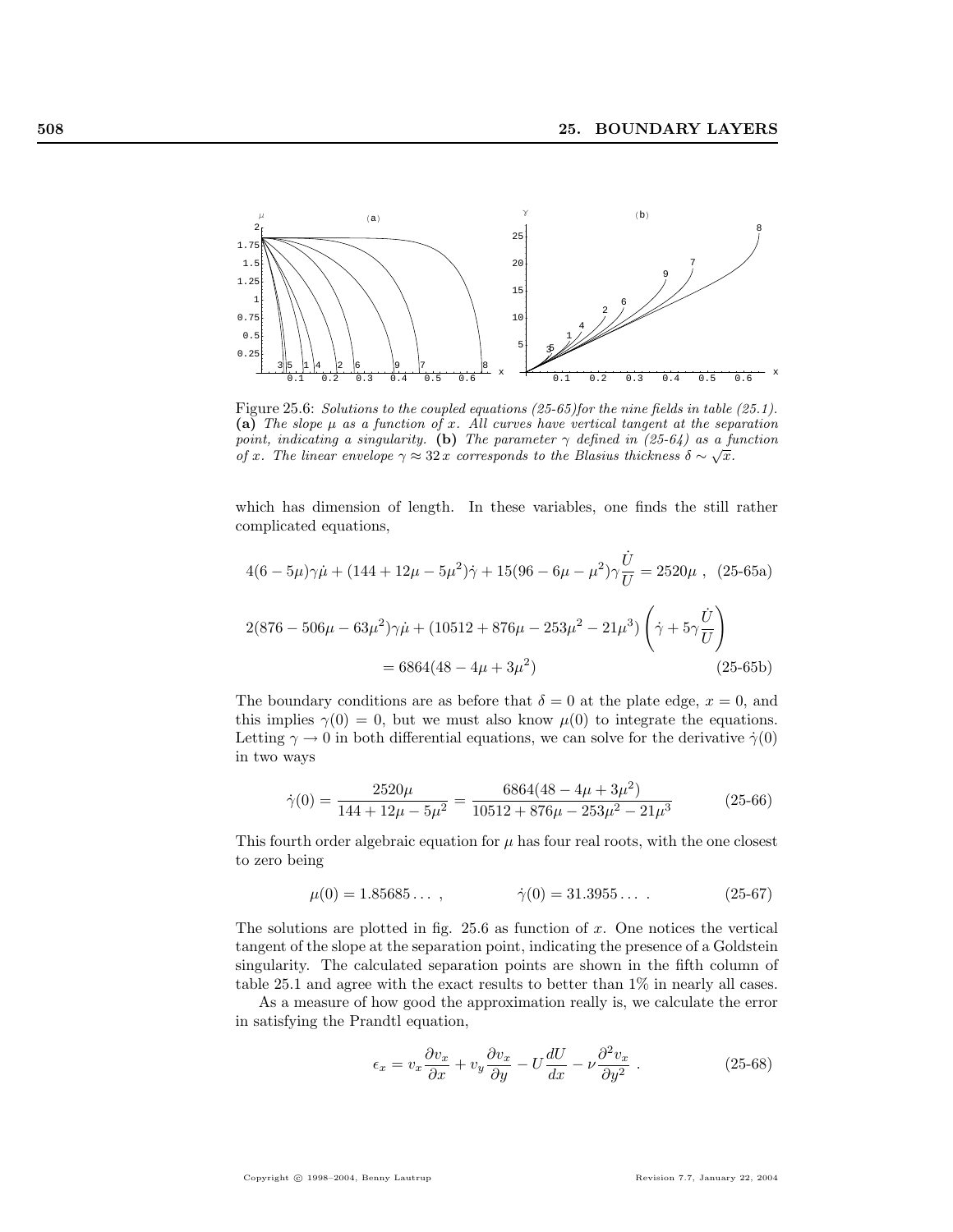Figure 25.6: *Solutions to the coupled equations (25-65)for the nine fields in table (25.1).* **(a)** *The slope $\mu$ as a function of $x$. All curves have vertical tangent at the separation point, indicating a singularity.* **(b)** *The parameter $\gamma$ defined in (25-64) as a function of $x$. The linear envelope $\gamma \approx 32\,x$ corresponds to the Blasius thickness $\delta \sim \sqrt{x}$.*

which has dimension of length. In these variables, one finds the still rather complicated equations,

$$4(6-5\mu)\gamma\dot{\mu} + (144+12\mu-5\mu^2)\dot{\gamma} + 15(96-6\mu-\mu^2)\gamma\frac{\dot{U}}{U} = 2520\mu \ , \quad \text{(25-65a)}$$

$$2(876-506\mu-63\mu^2)\gamma\dot{\mu} + (10512+876\mu-253\mu^2-21\mu^3)\left(\dot{\gamma}+5\gamma\frac{\dot{U}}{U}\right)$$
$$= 6864(48-4\mu+3\mu^2) \qquad \text{(25-65b)}$$

The boundary conditions are as before that $\delta = 0$ at the plate edge, $x = 0$, and this implies $\gamma(0) = 0$, but we must also know $\mu(0)$ to integrate the equations. Letting $\gamma \to 0$ in both differential equations, we can solve for the derivative $\dot{\gamma}(0)$ in two ways

$$\dot{\gamma}(0) = \frac{2520\mu}{144+12\mu-5\mu^2} = \frac{6864(48-4\mu+3\mu^2)}{10512+876\mu-253\mu^2-21\mu^3} \qquad \text{(25-66)}$$

This fourth order algebraic equation for $\mu$ has four real roots, with the one closest to zero being

$$\mu(0) = 1.85685\ldots \ , \qquad\qquad \dot{\gamma}(0) = 31.3955\ldots \ . \qquad \text{(25-67)}$$

The solutions are plotted in fig. 25.6 as function of $x$. One notices the vertical tangent of the slope at the separation point, indicating the presence of a Goldstein singularity. The calculated separation points are shown in the fifth column of table 25.1 and agree with the exact results to better than 1% in nearly all cases.

As a measure of how good the approximation really is, we calculate the error in satisfying the Prandtl equation,

$$\epsilon_x = v_x\frac{\partial v_x}{\partial x} + v_y\frac{\partial v_x}{\partial y} - U\frac{dU}{dx} - \nu\frac{\partial^2 v_x}{\partial y^2} \ . \qquad \text{(25-68)}$$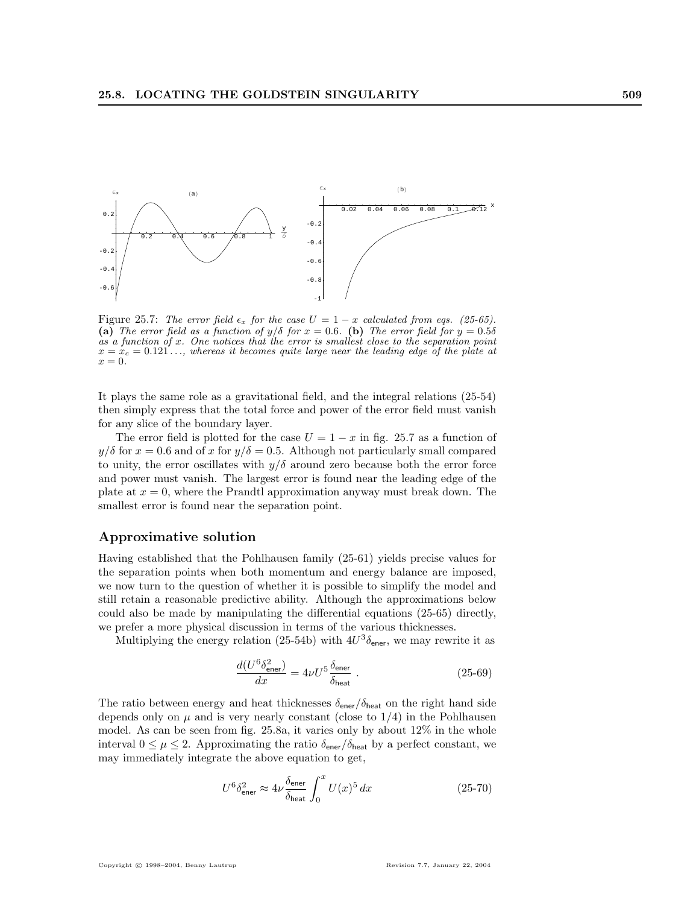Figure 25.7: *The error field $\epsilon_x$ for the case $U = 1 - x$ calculated from eqs. (25-65).* **(a)** *The error field as a function of $y/\delta$ for $x = 0.6$.* **(b)** *The error field for $y = 0.5\delta$ as a function of $x$. One notices that the error is smallest close to the separation point $x = x_c = 0.121\ldots$, whereas it becomes quite large near the leading edge of the plate at $x = 0$.*

It plays the same role as a gravitational field, and the integral relations (25-54) then simply express that the total force and power of the error field must vanish for any slice of the boundary layer.

The error field is plotted for the case $U = 1 - x$ in fig. 25.7 as a function of $y/\delta$ for $x = 0.6$ and of $x$ for $y/\delta = 0.5$. Although not particularly small compared to unity, the error oscillates with $y/\delta$ around zero because both the error force and power must vanish. The largest error is found near the leading edge of the plate at $x = 0$, where the Prandtl approximation anyway must break down. The smallest error is found near the separation point.

## Approximative solution

Having established that the Pohlhausen family (25-61) yields precise values for the separation points when both momentum and energy balance are imposed, we now turn to the question of whether it is possible to simplify the model and still retain a reasonable predictive ability. Although the approximations below could also be made by manipulating the differential equations (25-65) directly, we prefer a more physical discussion in terms of the various thicknesses.

Multiplying the energy relation (25-54b) with $4U^3\delta_{\mathsf{ener}}$, we may rewrite it as

$$\frac{d(U^6\delta_{\mathsf{ener}}^2)}{dx} = 4\nu U^5 \frac{\delta_{\mathsf{ener}}}{\delta_{\mathsf{heat}}} \, . \tag{25-69}$$

The ratio between energy and heat thicknesses $\delta_{\mathsf{ener}}/\delta_{\mathsf{heat}}$ on the right hand side depends only on $\mu$ and is very nearly constant (close to $1/4$) in the Pohlhausen model. As can be seen from fig. 25.8a, it varies only by about 12% in the whole interval $0 \le \mu \le 2$. Approximating the ratio $\delta_{\mathsf{ener}}/\delta_{\mathsf{heat}}$ by a perfect constant, we may immediately integrate the above equation to get,

$$U^6\delta_{\mathsf{ener}}^2 \approx 4\nu \frac{\delta_{\mathsf{ener}}}{\delta_{\mathsf{heat}}} \int_0^x U(x)^5 \, dx \tag{25-70}$$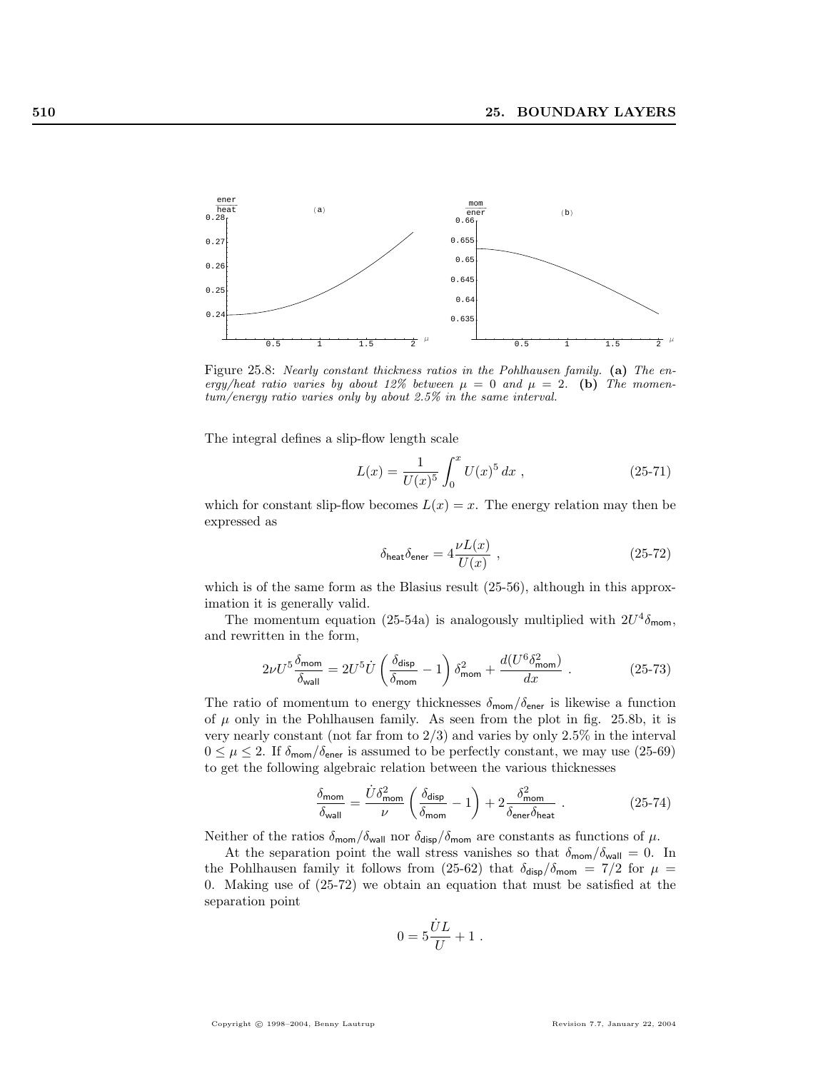Figure 25.8: *Nearly constant thickness ratios in the Pohlhausen family.* **(a)** *The energy/heat ratio varies by about 12% between $\mu = 0$ and $\mu = 2$.* **(b)** *The momentum/energy ratio varies only by about 2.5% in the same interval.*

The integral defines a slip-flow length scale

$$L(x) = \frac{1}{U(x)^5}\int_0^x U(x)^5\, dx \ , \tag{25-71}$$

which for constant slip-flow becomes $L(x) = x$. The energy relation may then be expressed as

$$\delta_{\mathsf{heat}}\delta_{\mathsf{ener}} = 4\frac{\nu L(x)}{U(x)} \ , \tag{25-72}$$

which is of the same form as the Blasius result (25-56), although in this approximation it is generally valid.

The momentum equation (25-54a) is analogously multiplied with $2U^4\delta_{\mathsf{mom}}$, and rewritten in the form,

$$2\nu U^5\frac{\delta_{\mathsf{mom}}}{\delta_{\mathsf{wall}}} = 2U^5\dot{U}\left(\frac{\delta_{\mathsf{disp}}}{\delta_{\mathsf{mom}}} - 1\right)\delta_{\mathsf{mom}}^2 + \frac{d(U^6\delta_{\mathsf{mom}}^2)}{dx} \ . \tag{25-73}$$

The ratio of momentum to energy thicknesses $\delta_{\mathsf{mom}}/\delta_{\mathsf{ener}}$ is likewise a function of $\mu$ only in the Pohlhausen family. As seen from the plot in fig. 25.8b, it is very nearly constant (not far from to $2/3$) and varies by only 2.5% in the interval $0 \le \mu \le 2$. If $\delta_{\mathsf{mom}}/\delta_{\mathsf{ener}}$ is assumed to be perfectly constant, we may use (25-69) to get the following algebraic relation between the various thicknesses

$$\frac{\delta_{\mathsf{mom}}}{\delta_{\mathsf{wall}}} = \frac{\dot{U}\delta_{\mathsf{mom}}^2}{\nu}\left(\frac{\delta_{\mathsf{disp}}}{\delta_{\mathsf{mom}}} - 1\right) + 2\frac{\delta_{\mathsf{mom}}^2}{\delta_{\mathsf{ener}}\delta_{\mathsf{heat}}} \ . \tag{25-74}$$

Neither of the ratios $\delta_{\mathsf{mom}}/\delta_{\mathsf{wall}}$ nor $\delta_{\mathsf{disp}}/\delta_{\mathsf{mom}}$ are constants as functions of $\mu$.

At the separation point the wall stress vanishes so that $\delta_{\mathsf{mom}}/\delta_{\mathsf{wall}} = 0$. In the Pohlhausen family it follows from (25-62) that $\delta_{\mathsf{disp}}/\delta_{\mathsf{mom}} = 7/2$ for $\mu = 0$. Making use of (25-72) we obtain an equation that must be satisfied at the separation point

$$0 = 5\frac{\dot{U}L}{U} + 1 \ .$$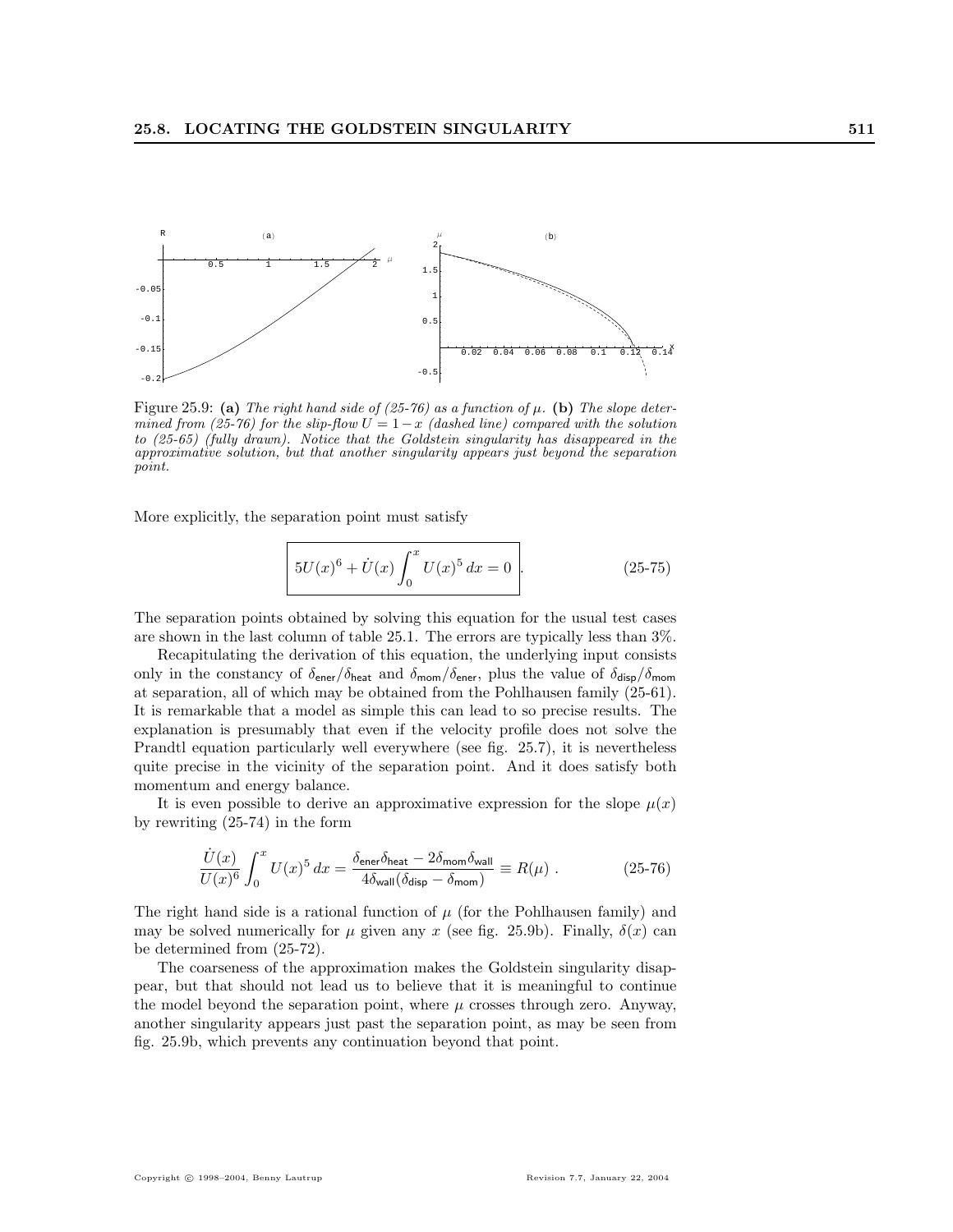Figure 25.9: **(a)** *The right hand side of (25-76) as a function of* $\mu$. **(b)** *The slope determined from (25-76) for the slip-flow* $U = 1 - x$ *(dashed line) compared with the solution to (25-65) (fully drawn). Notice that the Goldstein singularity has disappeared in the approximative solution, but that another singularity appears just beyond the separation point.*

More explicitly, the separation point must satisfy

$$\boxed{5U(x)^6 + \dot{U}(x) \int_0^x U(x)^5 \, dx = 0} \,. \tag{25-75}$$

The separation points obtained by solving this equation for the usual test cases are shown in the last column of table 25.1. The errors are typically less than 3%.

Recapitulating the derivation of this equation, the underlying input consists only in the constancy of $\delta_{\mathsf{ener}}/\delta_{\mathsf{heat}}$ and $\delta_{\mathsf{mom}}/\delta_{\mathsf{ener}}$, plus the value of $\delta_{\mathsf{disp}}/\delta_{\mathsf{mom}}$ at separation, all of which may be obtained from the Pohlhausen family (25-61). It is remarkable that a model as simple this can lead to so precise results. The explanation is presumably that even if the velocity profile does not solve the Prandtl equation particularly well everywhere (see fig. 25.7), it is nevertheless quite precise in the vicinity of the separation point. And it does satisfy both momentum and energy balance.

It is even possible to derive an approximative expression for the slope $\mu(x)$ by rewriting (25-74) in the form

$$\frac{\dot{U}(x)}{U(x)^6} \int_0^x U(x)^5 \, dx = \frac{\delta_{\mathsf{ener}}\delta_{\mathsf{heat}} - 2\delta_{\mathsf{mom}}\delta_{\mathsf{wall}}}{4\delta_{\mathsf{wall}}(\delta_{\mathsf{disp}} - \delta_{\mathsf{mom}})} \equiv R(\mu) \,. \tag{25-76}$$

The right hand side is a rational function of $\mu$ (for the Pohlhausen family) and may be solved numerically for $\mu$ given any $x$ (see fig. 25.9b). Finally, $\delta(x)$ can be determined from (25-72).

The coarseness of the approximation makes the Goldstein singularity disappear, but that should not lead us to believe that it is meaningful to continue the model beyond the separation point, where $\mu$ crosses through zero. Anyway, another singularity appears just past the separation point, as may be seen from fig. 25.9b, which prevents any continuation beyond that point.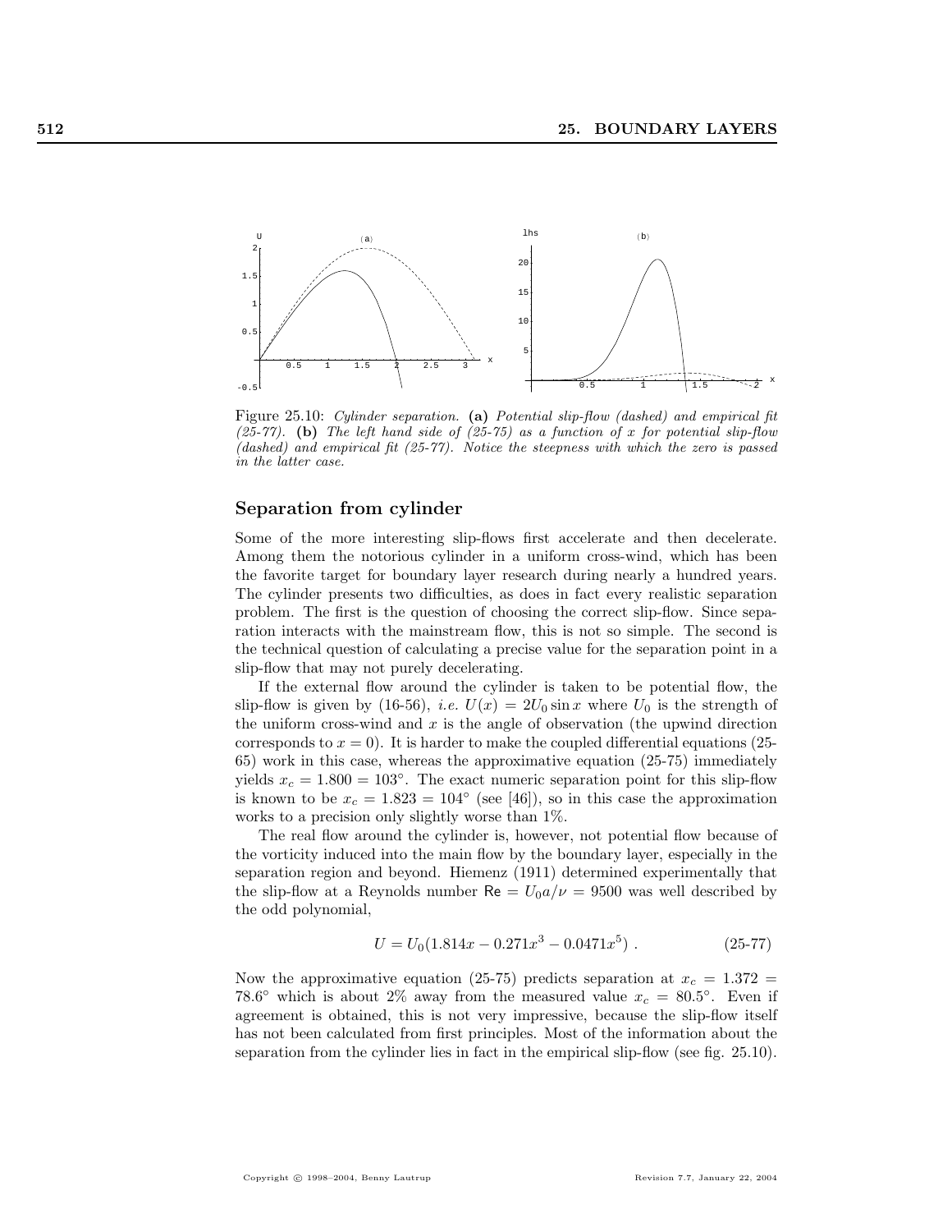Figure 25.10: *Cylinder separation.* **(a)** *Potential slip-flow (dashed) and empirical fit (25-77).* **(b)** *The left hand side of (25-75) as a function of x for potential slip-flow (dashed) and empirical fit (25-77). Notice the steepness with which the zero is passed in the latter case.*

### Separation from cylinder

Some of the more interesting slip-flows first accelerate and then decelerate. Among them the notorious cylinder in a uniform cross-wind, which has been the favorite target for boundary layer research during nearly a hundred years. The cylinder presents two difficulties, as does in fact every realistic separation problem. The first is the question of choosing the correct slip-flow. Since separation interacts with the mainstream flow, this is not so simple. The second is the technical question of calculating a precise value for the separation point in a slip-flow that may not purely decelerating.

If the external flow around the cylinder is taken to be potential flow, the slip-flow is given by (16-56), *i.e.* $U(x) = 2U_0 \sin x$ where $U_0$ is the strength of the uniform cross-wind and $x$ is the angle of observation (the upwind direction corresponds to $x = 0$). It is harder to make the coupled differential equations (25-65) work in this case, whereas the approximative equation (25-75) immediately yields $x_c = 1.800 = 103°$. The exact numeric separation point for this slip-flow is known to be $x_c = 1.823 = 104°$ (see [46]), so in this case the approximation works to a precision only slightly worse than 1%.

The real flow around the cylinder is, however, not potential flow because of the vorticity induced into the main flow by the boundary layer, especially in the separation region and beyond. Hiemenz (1911) determined experimentally that the slip-flow at a Reynolds number $\mathsf{Re} = U_0 a/\nu = 9500$ was well described by the odd polynomial,

$$U = U_0(1.814x - 0.271x^3 - 0.0471x^5) . \qquad (25\text{-}77)$$

Now the approximative equation (25-75) predicts separation at $x_c = 1.372 = 78.6°$ which is about 2% away from the measured value $x_c = 80.5°$. Even if agreement is obtained, this is not very impressive, because the slip-flow itself has not been calculated from first principles. Most of the information about the separation from the cylinder lies in fact in the empirical slip-flow (see fig. 25.10).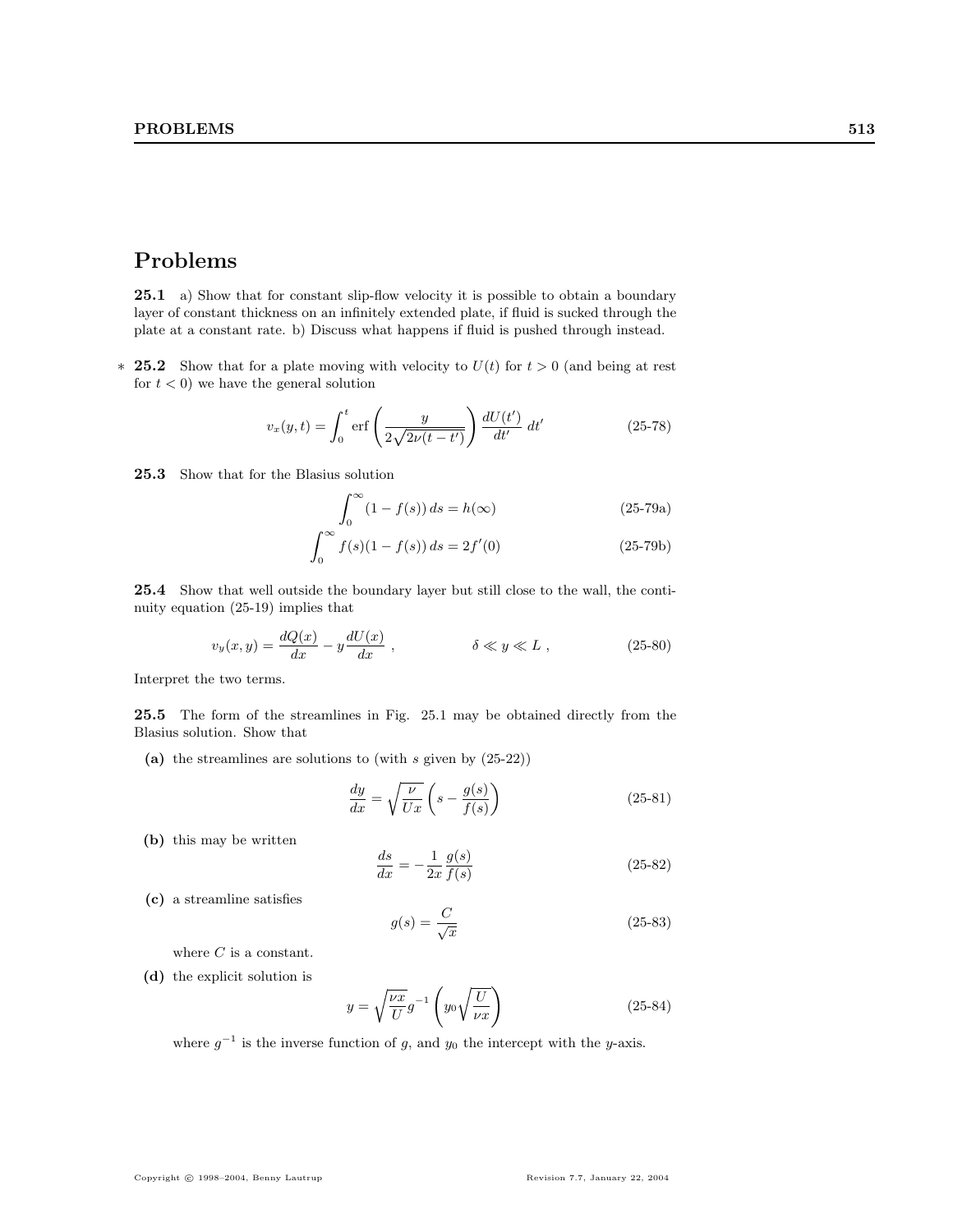# Problems

**25.1** a) Show that for constant slip-flow velocity it is possible to obtain a boundary layer of constant thickness on an infinitely extended plate, if fluid is sucked through the plate at a constant rate. b) Discuss what happens if fluid is pushed through instead.

\* **25.2** Show that for a plate moving with velocity to $U(t)$ for $t > 0$ (and being at rest for $t < 0$) we have the general solution

$$v_x(y,t) = \int_0^t \operatorname{erf}\left(\frac{y}{2\sqrt{2\nu(t-t')}}\right) \frac{dU(t')}{dt'}\, dt' \tag{25-78}$$

**25.3** Show that for the Blasius solution

$$\int_0^\infty (1 - f(s))\, ds = h(\infty) \tag{25-79a}$$

$$\int_0^\infty f(s)(1 - f(s))\, ds = 2f'(0) \tag{25-79b}$$

**25.4** Show that well outside the boundary layer but still close to the wall, the continuity equation (25-19) implies that

$$v_y(x,y) = \frac{dQ(x)}{dx} - y\frac{dU(x)}{dx}\,, \qquad\qquad \delta \ll y \ll L\,, \tag{25-80}$$

Interpret the two terms.

**25.5** The form of the streamlines in Fig. 25.1 may be obtained directly from the Blasius solution. Show that

**(a)** the streamlines are solutions to (with $s$ given by (25-22))

$$\frac{dy}{dx} = \sqrt{\frac{\nu}{Ux}}\left(s - \frac{g(s)}{f(s)}\right) \tag{25-81}$$

**(b)** this may be written

$$\frac{ds}{dx} = -\frac{1}{2x}\frac{g(s)}{f(s)} \tag{25-82}$$

**(c)** a streamline satisfies

$$g(s) = \frac{C}{\sqrt{x}} \tag{25-83}$$

where $C$ is a constant.

**(d)** the explicit solution is

$$y = \sqrt{\frac{\nu x}{U}}\, g^{-1}\left(y_0\sqrt{\frac{U}{\nu x}}\right) \tag{25-84}$$

where $g^{-1}$ is the inverse function of $g$, and $y_0$ the intercept with the $y$-axis.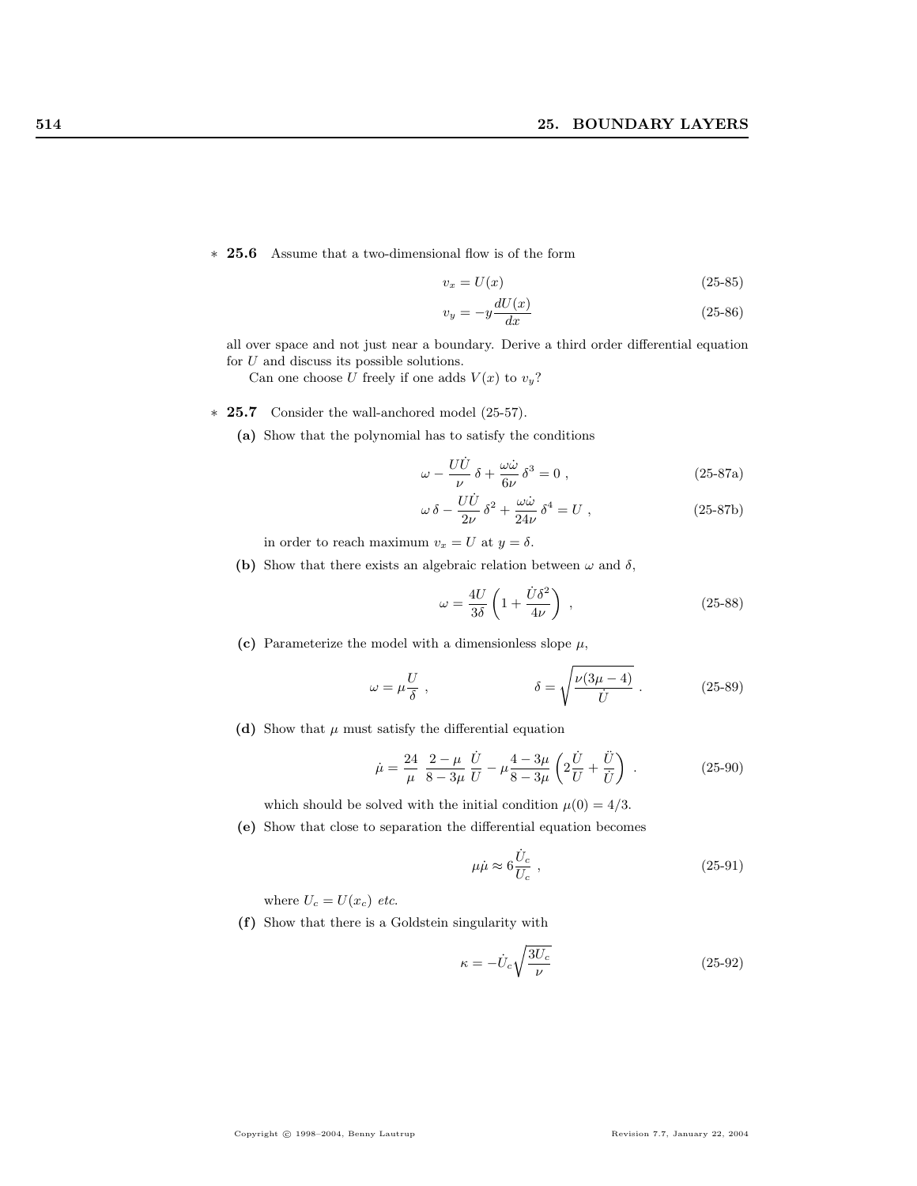∗ **25.6** Assume that a two-dimensional flow is of the form

$$v_x = U(x) \tag{25-85}$$

$$v_y = -y\frac{dU(x)}{dx} \tag{25-86}$$

all over space and not just near a boundary. Derive a third order differential equation for $U$ and discuss its possible solutions.

Can one choose $U$ freely if one adds $V(x)$ to $v_y$?

∗ **25.7** Consider the wall-anchored model (25-57).

**(a)** Show that the polynomial has to satisfy the conditions

$$\omega - \frac{U\dot{U}}{\nu}\,\delta + \frac{\omega\dot{\omega}}{6\nu}\,\delta^3 = 0 \ , \tag{25-87a}$$

$$\omega\,\delta - \frac{U\dot{U}}{2\nu}\,\delta^2 + \frac{\omega\dot{\omega}}{24\nu}\,\delta^4 = U \ , \tag{25-87b}$$

in order to reach maximum $v_x = U$ at $y = \delta$.

**(b)** Show that there exists an algebraic relation between $\omega$ and $\delta$,

$$\omega = \frac{4U}{3\delta}\left(1 + \frac{\dot{U}\delta^2}{4\nu}\right) \ , \tag{25-88}$$

**(c)** Parameterize the model with a dimensionless slope $\mu$,

$$\omega = \mu\frac{U}{\delta} \ , \qquad\qquad \delta = \sqrt{\frac{\nu(3\mu-4)}{\dot{U}}} \ . \tag{25-89}$$

**(d)** Show that $\mu$ must satisfy the differential equation

$$\dot{\mu} = \frac{24}{\mu}\ \frac{2-\mu}{8-3\mu}\ \frac{\dot{U}}{U} - \mu\frac{4-3\mu}{8-3\mu}\left(2\frac{\dot{U}}{U} + \frac{\ddot{U}}{\dot{U}}\right) \ . \tag{25-90}$$

which should be solved with the initial condition $\mu(0) = 4/3$.

**(e)** Show that close to separation the differential equation becomes

$$\mu\dot{\mu} \approx 6\frac{\dot{U}_c}{U_c} \ , \tag{25-91}$$

where $U_c = U(x_c)$ *etc.*

**(f)** Show that there is a Goldstein singularity with

$$\kappa = -\dot{U}_c\sqrt{\frac{3U_c}{\nu}} \tag{25-92}$$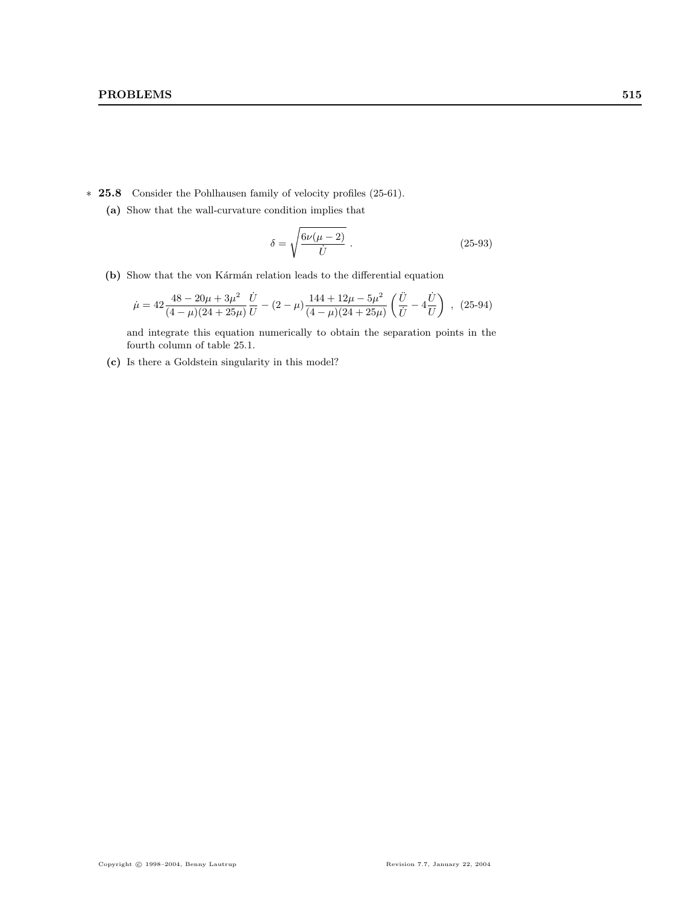$*$ **25.8** Consider the Pohlhausen family of velocity profiles (25-61).

**(a)** Show that the wall-curvature condition implies that

$$\delta = \sqrt{\frac{6\nu(\mu - 2)}{\dot{U}}} \; . \tag{25-93}$$

**(b)** Show that the von Kármán relation leads to the differential equation

$$\dot{\mu} = 42\frac{48 - 20\mu + 3\mu^2}{(4-\mu)(24+25\mu)}\frac{\dot{U}}{U} - (2-\mu)\frac{144 + 12\mu - 5\mu^2}{(4-\mu)(24+25\mu)}\left(\frac{\ddot{U}}{\dot{U}} - 4\frac{\dot{U}}{U}\right) \; , \tag{25-94}$$

and integrate this equation numerically to obtain the separation points in the fourth column of table 25.1.

**(c)** Is there a Goldstein singularity in this model?